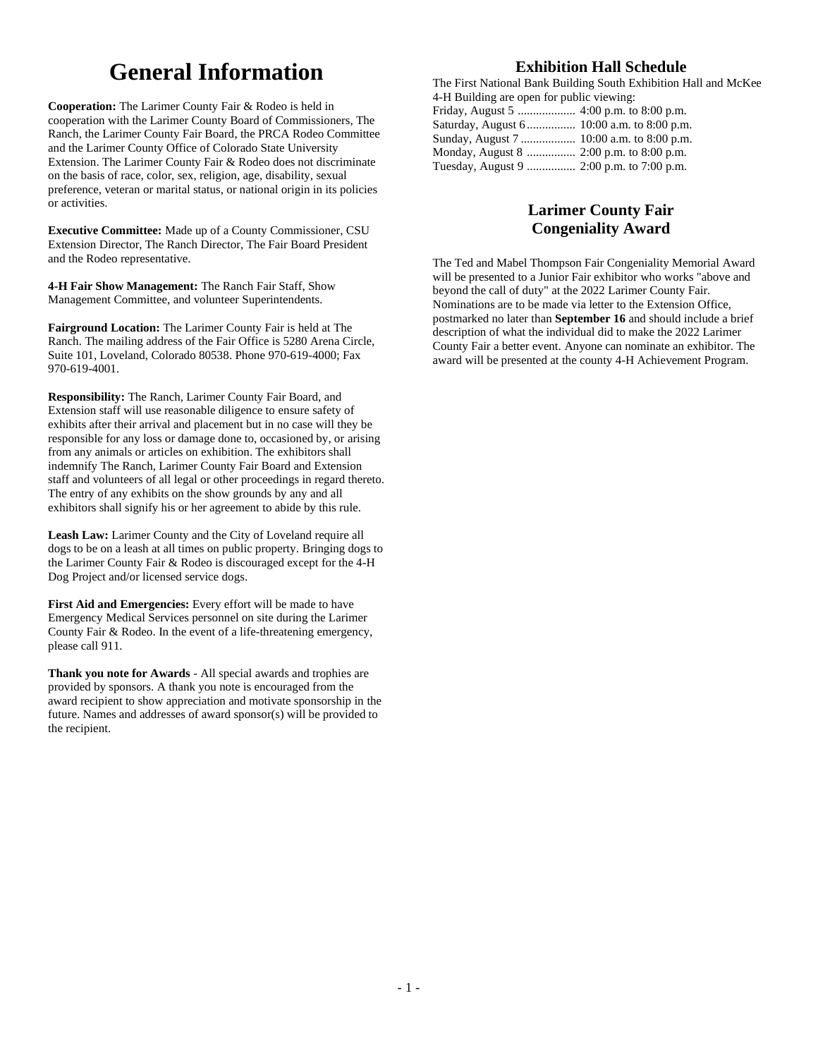# General Information

**Cooperation:** The Larimer County Fair & Rodeo is held in cooperation with the Larimer County Board of Commissioners, The Ranch, the Larimer County Fair Board, the PRCA Rodeo Committee and the Larimer County Office of Colorado State University Extension. The Larimer County Fair & Rodeo does not discriminate on the basis of race, color, sex, religion, age, disability, sexual preference, veteran or marital status, or national origin in its policies or activities.

**Executive Committee:** Made up of a County Commissioner, CSU Extension Director, The Ranch Director, The Fair Board President and the Rodeo representative.

**4-H Fair Show Management:** The Ranch Fair Staff, Show Management Committee, and volunteer Superintendents.

**Fairground Location:** The Larimer County Fair is held at The Ranch. The mailing address of the Fair Office is 5280 Arena Circle, Suite 101, Loveland, Colorado 80538. Phone 970-619-4000; Fax 970-619-4001.

**Responsibility:** The Ranch, Larimer County Fair Board, and Extension staff will use reasonable diligence to ensure safety of exhibits after their arrival and placement but in no case will they be responsible for any loss or damage done to, occasioned by, or arising from any animals or articles on exhibition. The exhibitors shall indemnify The Ranch, Larimer County Fair Board and Extension staff and volunteers of all legal or other proceedings in regard thereto. The entry of any exhibits on the show grounds by any and all exhibitors shall signify his or her agreement to abide by this rule.

**Leash Law:** Larimer County and the City of Loveland require all dogs to be on a leash at all times on public property. Bringing dogs to the Larimer County Fair & Rodeo is discouraged except for the 4-H Dog Project and/or licensed service dogs.

**First Aid and Emergencies:** Every effort will be made to have Emergency Medical Services personnel on site during the Larimer County Fair & Rodeo. In the event of a life-threatening emergency, please call 911.

**Thank you note for Awards** - All special awards and trophies are provided by sponsors. A thank you note is encouraged from the award recipient to show appreciation and motivate sponsorship in the future. Names and addresses of award sponsor(s) will be provided to the recipient.

## Exhibition Hall Schedule

The First National Bank Building South Exhibition Hall and McKee 4-H Building are open for public viewing:

Friday, August 5 ................... 4:00 p.m. to 8:00 p.m.
Saturday, August 6 ................ 10:00 a.m. to 8:00 p.m.
Sunday, August 7 .................. 10:00 a.m. to 8:00 p.m.
Monday, August 8 ................ 2:00 p.m. to 8:00 p.m.
Tuesday, August 9 ................ 2:00 p.m. to 7:00 p.m.

## Larimer County Fair Congeniality Award

The Ted and Mabel Thompson Fair Congeniality Memorial Award will be presented to a Junior Fair exhibitor who works "above and beyond the call of duty" at the 2022 Larimer County Fair. Nominations are to be made via letter to the Extension Office, postmarked no later than **September 16** and should include a brief description of what the individual did to make the 2022 Larimer County Fair a better event. Anyone can nominate an exhibitor. The award will be presented at the county 4-H Achievement Program.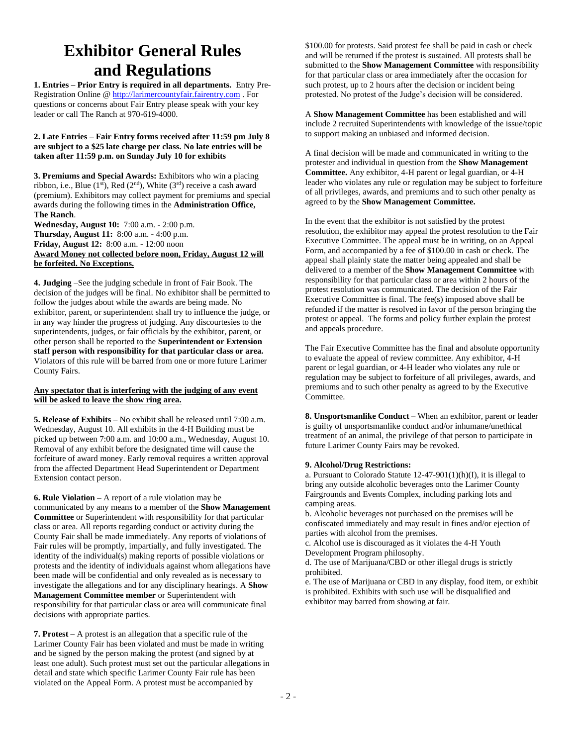# Exhibitor General Rules and Regulations

**1. Entries – Prior Entry is required in all departments.** Entry Pre-Registration Online @ http://larimercountyfair.fairentry.com . For questions or concerns about Fair Entry please speak with your key leader or call The Ranch at 970-619-4000.

**2. Late Entries – Fair Entry forms received after 11:59 pm July 8 are subject to a $25 late charge per class. No late entries will be taken after 11:59 p.m. on Sunday July 10 for exhibits**

**3. Premiums and Special Awards:** Exhibitors who win a placing ribbon, i.e., Blue (1st), Red (2nd), White (3rd) receive a cash award (premium). Exhibitors may collect payment for premiums and special awards during the following times in the **Administration Office, The Ranch**.

**Wednesday, August 10:** 7:00 a.m. - 2:00 p.m.
**Thursday, August 11:** 8:00 a.m. - 4:00 p.m.
**Friday, August 12:** 8:00 a.m. - 12:00 noon
**Award Money not collected before noon, Friday, August 12 will be forfeited. No Exceptions.**

**4. Judging** –See the judging schedule in front of Fair Book. The decision of the judges will be final. No exhibitor shall be permitted to follow the judges about while the awards are being made. No exhibitor, parent, or superintendent shall try to influence the judge, or in any way hinder the progress of judging. Any discourtesies to the superintendents, judges, or fair officials by the exhibitor, parent, or other person shall be reported to the **Superintendent or Extension staff person with responsibility for that particular class or area.** Violators of this rule will be barred from one or more future Larimer County Fairs.

**Any spectator that is interfering with the judging of any event will be asked to leave the show ring area.**

**5. Release of Exhibits** – No exhibit shall be released until 7:00 a.m. Wednesday, August 10. All exhibits in the 4-H Building must be picked up between 7:00 a.m. and 10:00 a.m., Wednesday, August 10. Removal of any exhibit before the designated time will cause the forfeiture of award money. Early removal requires a written approval from the affected Department Head Superintendent or Department Extension contact person.

**6. Rule Violation –** A report of a rule violation may be communicated by any means to a member of the **Show Management Committee** or Superintendent with responsibility for that particular class or area. All reports regarding conduct or activity during the County Fair shall be made immediately. Any reports of violations of Fair rules will be promptly, impartially, and fully investigated. The identity of the individual(s) making reports of possible violations or protests and the identity of individuals against whom allegations have been made will be confidential and only revealed as is necessary to investigate the allegations and for any disciplinary hearings. A **Show Management Committee member** or Superintendent with responsibility for that particular class or area will communicate final decisions with appropriate parties.

**7. Protest –** A protest is an allegation that a specific rule of the Larimer County Fair has been violated and must be made in writing and be signed by the person making the protest (and signed by at least one adult). Such protest must set out the particular allegations in detail and state which specific Larimer County Fair rule has been violated on the Appeal Form. A protest must be accompanied by $100.00 for protests. Said protest fee shall be paid in cash or check and will be returned if the protest is sustained. All protests shall be submitted to the **Show Management Committee** with responsibility for that particular class or area immediately after the occasion for such protest, up to 2 hours after the decision or incident being protested. No protest of the Judge's decision will be considered.

A **Show Management Committee** has been established and will include 2 recruited Superintendents with knowledge of the issue/topic to support making an unbiased and informed decision.

A final decision will be made and communicated in writing to the protester and individual in question from the **Show Management Committee.** Any exhibitor, 4-H parent or legal guardian, or 4-H leader who violates any rule or regulation may be subject to forfeiture of all privileges, awards, and premiums and to such other penalty as agreed to by the **Show Management Committee.**

In the event that the exhibitor is not satisfied by the protest resolution, the exhibitor may appeal the protest resolution to the Fair Executive Committee. The appeal must be in writing, on an Appeal Form, and accompanied by a fee of $100.00 in cash or check. The appeal shall plainly state the matter being appealed and shall be delivered to a member of the **Show Management Committee** with responsibility for that particular class or area within 2 hours of the protest resolution was communicated. The decision of the Fair Executive Committee is final. The fee(s) imposed above shall be refunded if the matter is resolved in favor of the person bringing the protest or appeal. The forms and policy further explain the protest and appeals procedure.

The Fair Executive Committee has the final and absolute opportunity to evaluate the appeal of review committee. Any exhibitor, 4-H parent or legal guardian, or 4-H leader who violates any rule or regulation may be subject to forfeiture of all privileges, awards, and premiums and to such other penalty as agreed to by the Executive Committee.

**8. Unsportsmanlike Conduct** – When an exhibitor, parent or leader is guilty of unsportsmanlike conduct and/or inhumane/unethical treatment of an animal, the privilege of that person to participate in future Larimer County Fairs may be revoked.

**9. Alcohol/Drug Restrictions:**

a. Pursuant to Colorado Statute 12-47-901(1)(h)(I), it is illegal to bring any outside alcoholic beverages onto the Larimer County Fairgrounds and Events Complex, including parking lots and camping areas.

b. Alcoholic beverages not purchased on the premises will be confiscated immediately and may result in fines and/or ejection of parties with alcohol from the premises.

c. Alcohol use is discouraged as it violates the 4-H Youth Development Program philosophy.

d. The use of Marijuana/CBD or other illegal drugs is strictly prohibited.

e. The use of Marijuana or CBD in any display, food item, or exhibit is prohibited. Exhibits with such use will be disqualified and exhibitor may barred from showing at fair.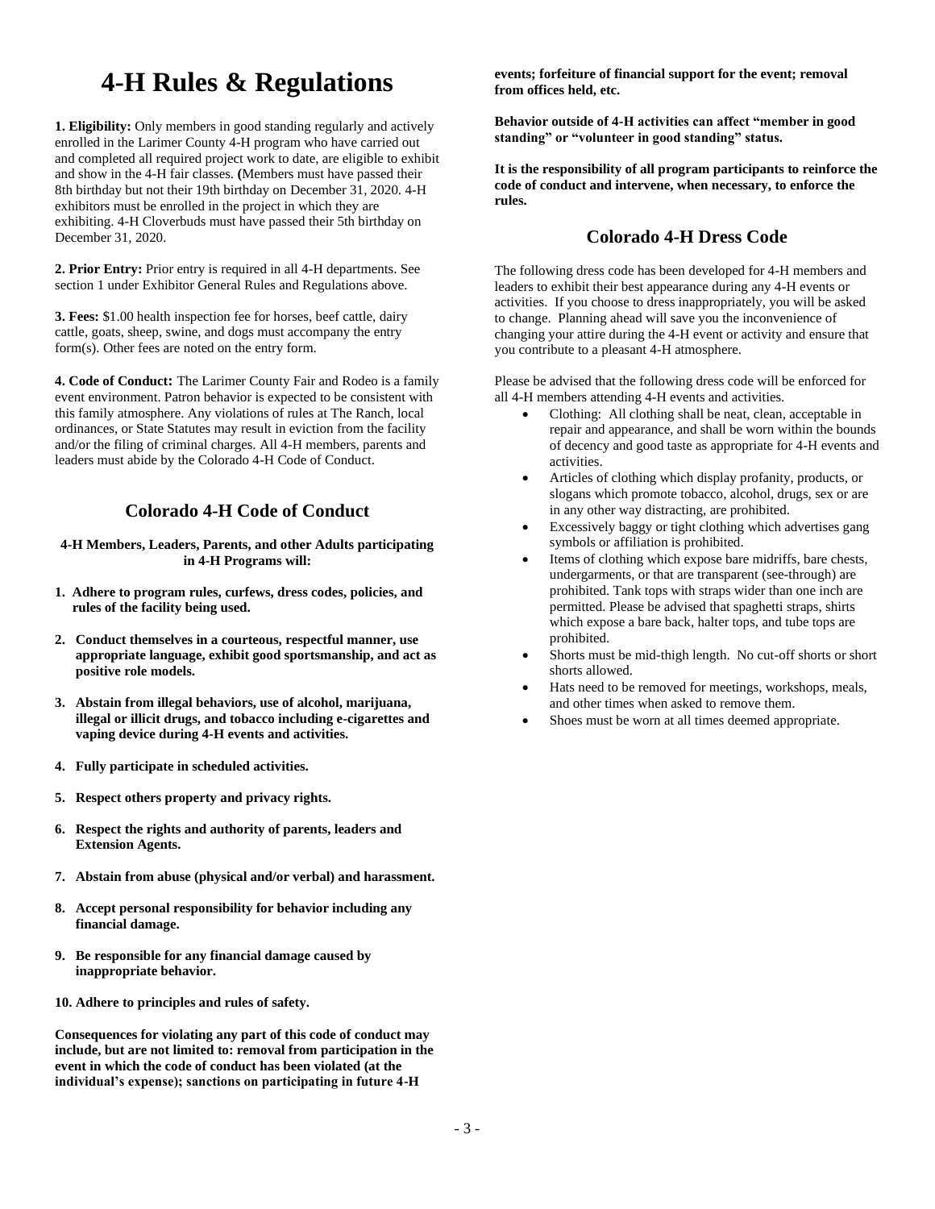# 4-H Rules & Regulations

**1. Eligibility:** Only members in good standing regularly and actively enrolled in the Larimer County 4-H program who have carried out and completed all required project work to date, are eligible to exhibit and show in the 4-H fair classes. **(**Members must have passed their 8th birthday but not their 19th birthday on December 31, 2020. 4-H exhibitors must be enrolled in the project in which they are exhibiting. 4-H Cloverbuds must have passed their 5th birthday on December 31, 2020.

**2. Prior Entry:** Prior entry is required in all 4-H departments. See section 1 under Exhibitor General Rules and Regulations above.

**3. Fees:** $1.00 health inspection fee for horses, beef cattle, dairy cattle, goats, sheep, swine, and dogs must accompany the entry form(s). Other fees are noted on the entry form.

**4. Code of Conduct:** The Larimer County Fair and Rodeo is a family event environment. Patron behavior is expected to be consistent with this family atmosphere. Any violations of rules at The Ranch, local ordinances, or State Statutes may result in eviction from the facility and/or the filing of criminal charges. All 4-H members, parents and leaders must abide by the Colorado 4-H Code of Conduct.

## Colorado 4-H Code of Conduct

**4-H Members, Leaders, Parents, and other Adults participating in 4-H Programs will:**

1. **Adhere to program rules, curfews, dress codes, policies, and rules of the facility being used.**
2. **Conduct themselves in a courteous, respectful manner, use appropriate language, exhibit good sportsmanship, and act as positive role models.**
3. **Abstain from illegal behaviors, use of alcohol, marijuana, illegal or illicit drugs, and tobacco including e-cigarettes and vaping device during 4-H events and activities.**
4. **Fully participate in scheduled activities.**
5. **Respect others property and privacy rights.**
6. **Respect the rights and authority of parents, leaders and Extension Agents.**
7. **Abstain from abuse (physical and/or verbal) and harassment.**
8. **Accept personal responsibility for behavior including any financial damage.**
9. **Be responsible for any financial damage caused by inappropriate behavior.**
10. **Adhere to principles and rules of safety.**

**Consequences for violating any part of this code of conduct may include, but are not limited to: removal from participation in the event in which the code of conduct has been violated (at the individual's expense); sanctions on participating in future 4-H events; forfeiture of financial support for the event; removal from offices held, etc.**

**Behavior outside of 4-H activities can affect "member in good standing" or "volunteer in good standing" status.**

**It is the responsibility of all program participants to reinforce the code of conduct and intervene, when necessary, to enforce the rules.**

## Colorado 4-H Dress Code

The following dress code has been developed for 4-H members and leaders to exhibit their best appearance during any 4-H events or activities. If you choose to dress inappropriately, you will be asked to change. Planning ahead will save you the inconvenience of changing your attire during the 4-H event or activity and ensure that you contribute to a pleasant 4-H atmosphere.

Please be advised that the following dress code will be enforced for all 4-H members attending 4-H events and activities.

- Clothing: All clothing shall be neat, clean, acceptable in repair and appearance, and shall be worn within the bounds of decency and good taste as appropriate for 4-H events and activities.
- Articles of clothing which display profanity, products, or slogans which promote tobacco, alcohol, drugs, sex or are in any other way distracting, are prohibited.
- Excessively baggy or tight clothing which advertises gang symbols or affiliation is prohibited.
- Items of clothing which expose bare midriffs, bare chests, undergarments, or that are transparent (see-through) are prohibited. Tank tops with straps wider than one inch are permitted. Please be advised that spaghetti straps, shirts which expose a bare back, halter tops, and tube tops are prohibited.
- Shorts must be mid-thigh length. No cut-off shorts or short shorts allowed.
- Hats need to be removed for meetings, workshops, meals, and other times when asked to remove them.
- Shoes must be worn at all times deemed appropriate.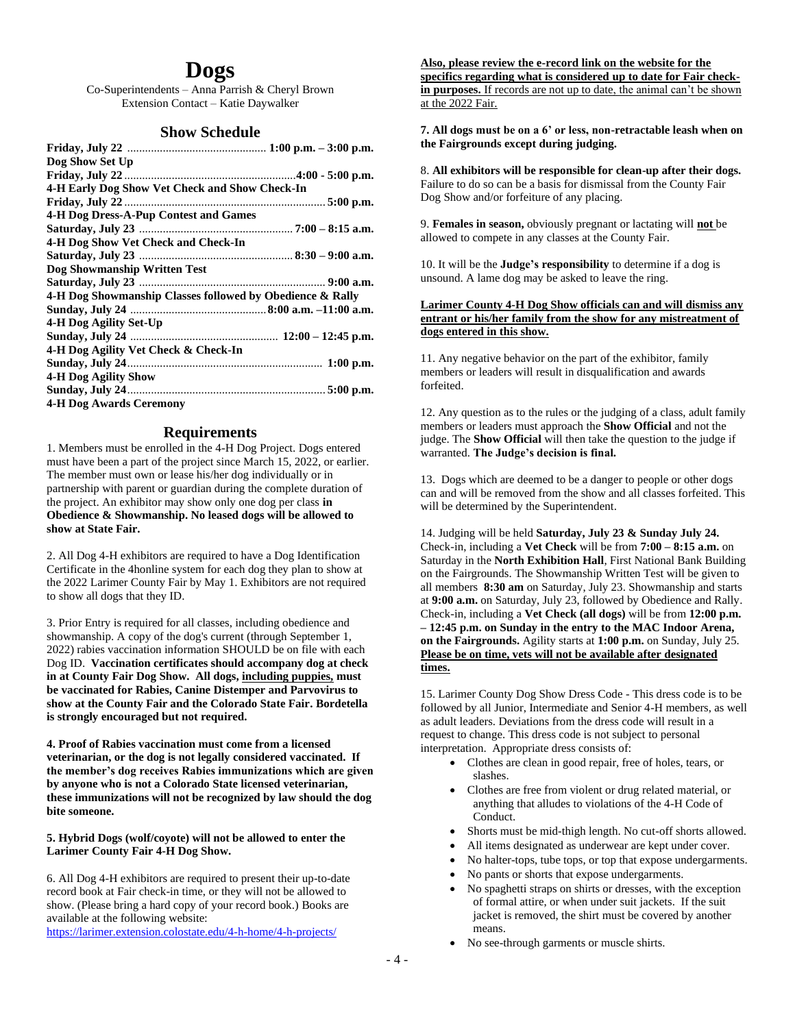# Dogs

Co-Superintendents – Anna Parrish & Cheryl Brown
Extension Contact – Katie Daywalker

## Show Schedule

**Friday, July 22** ............................................. **1:00 p.m. – 3:00 p.m.**
**Dog Show Set Up**
**Friday, July 22** ............................................. **4:00 - 5:00 p.m.**
**4-H Early Dog Show Vet Check and Show Check-In**
**Friday, July 22** ............................................. **5:00 p.m.**
**4-H Dog Dress-A-Pup Contest and Games**
**Saturday, July 23** ............................................. **7:00 – 8:15 a.m.**
**4-H Dog Show Vet Check and Check-In**
**Saturday, July 23** ............................................. **8:30 – 9:00 a.m.**
**Dog Showmanship Written Test**
**Saturday, July 23** ............................................. **9:00 a.m.**
**4-H Dog Showmanship Classes followed by Obedience & Rally**
**Sunday, July 24** ............................................. **8:00 a.m. –11:00 a.m.**
**4-H Dog Agility Set-Up**
**Sunday, July 24** ............................................. **12:00 – 12:45 p.m.**
**4-H Dog Agility Vet Check & Check-In**
**Sunday, July 24** ............................................. **1:00 p.m.**
**4-H Dog Agility Show**
**Sunday, July 24** ............................................. **5:00 p.m.**
**4-H Dog Awards Ceremony**

## Requirements

1. Members must be enrolled in the 4-H Dog Project. Dogs entered must have been a part of the project since March 15, 2022, or earlier. The member must own or lease his/her dog individually or in partnership with parent or guardian during the complete duration of the project. An exhibitor may show only one dog per class **in Obedience & Showmanship. No leased dogs will be allowed to show at State Fair.**

2. All Dog 4-H exhibitors are required to have a Dog Identification Certificate in the 4honline system for each dog they plan to show at the 2022 Larimer County Fair by May 1. Exhibitors are not required to show all dogs that they ID.

3. Prior Entry is required for all classes, including obedience and showmanship. A copy of the dog's current (through September 1, 2022) rabies vaccination information SHOULD be on file with each Dog ID. **Vaccination certificates should accompany dog at check in at County Fair Dog Show. All dogs, <u>including puppies,</u> must be vaccinated for Rabies, Canine Distemper and Parvovirus to show at the County Fair and the Colorado State Fair. Bordetella is strongly encouraged but not required.**

**4. Proof of Rabies vaccination must come from a licensed veterinarian, or the dog is not legally considered vaccinated. If the member's dog receives Rabies immunizations which are given by anyone who is not a Colorado State licensed veterinarian, these immunizations will not be recognized by law should the dog bite someone.**

**5. Hybrid Dogs (wolf/coyote) will not be allowed to enter the Larimer County Fair 4-H Dog Show.**

6. All Dog 4-H exhibitors are required to present their up-to-date record book at Fair check-in time, or they will not be allowed to show. (Please bring a hard copy of your record book.) Books are available at the following website:
https://larimer.extension.colostate.edu/4-h-home/4-h-projects/

<u>**Also, please review the e-record link on the website for the specifics regarding what is considered up to date for Fair check-in purposes.** If records are not up to date, the animal can't be shown at the 2022 Fair.</u>

**7. All dogs must be on a 6' or less, non-retractable leash when on the Fairgrounds except during judging.**

8. **All exhibitors will be responsible for clean-up after their dogs.** Failure to do so can be a basis for dismissal from the County Fair Dog Show and/or forfeiture of any placing.

9. **Females in season,** obviously pregnant or lactating will **<u>not</u>** be allowed to compete in any classes at the County Fair.

10. It will be the **Judge's responsibility** to determine if a dog is unsound. A lame dog may be asked to leave the ring.

<u>**Larimer County 4-H Dog Show officials can and will dismiss any entrant or his/her family from the show for any mistreatment of dogs entered in this show.**</u>

11. Any negative behavior on the part of the exhibitor, family members or leaders will result in disqualification and awards forfeited.

12. Any question as to the rules or the judging of a class, adult family members or leaders must approach the **Show Official** and not the judge. The **Show Official** will then take the question to the judge if warranted. **The Judge's decision is final.**

13. Dogs which are deemed to be a danger to people or other dogs can and will be removed from the show and all classes forfeited. This will be determined by the Superintendent.

14. Judging will be held **Saturday, July 23 & Sunday July 24.** Check-in, including a **Vet Check** will be from **7:00 – 8:15 a.m.** on Saturday in the **North Exhibition Hall**, First National Bank Building on the Fairgrounds. The Showmanship Written Test will be given to all members **8:30 am** on Saturday, July 23. Showmanship and starts at **9:00 a.m.** on Saturday, July 23, followed by Obedience and Rally. Check-in, including a **Vet Check (all dogs)** will be from **12:00 p.m. – 12:45 p.m. on Sunday in the entry to the MAC Indoor Arena, on the Fairgrounds.** Agility starts at **1:00 p.m.** on Sunday, July 25. <u>**Please be on time, vets will not be available after designated times.**</u>

15. Larimer County Dog Show Dress Code - This dress code is to be followed by all Junior, Intermediate and Senior 4-H members, as well as adult leaders. Deviations from the dress code will result in a request to change. This dress code is not subject to personal interpretation. Appropriate dress consists of:

- Clothes are clean in good repair, free of holes, tears, or slashes.
- Clothes are free from violent or drug related material, or anything that alludes to violations of the 4-H Code of Conduct.
- Shorts must be mid-thigh length. No cut-off shorts allowed.
- All items designated as underwear are kept under cover.
- No halter-tops, tube tops, or top that expose undergarments.
- No pants or shorts that expose undergarments.
- No spaghetti straps on shirts or dresses, with the exception of formal attire, or when under suit jackets. If the suit jacket is removed, the shirt must be covered by another means.
- No see-through garments or muscle shirts.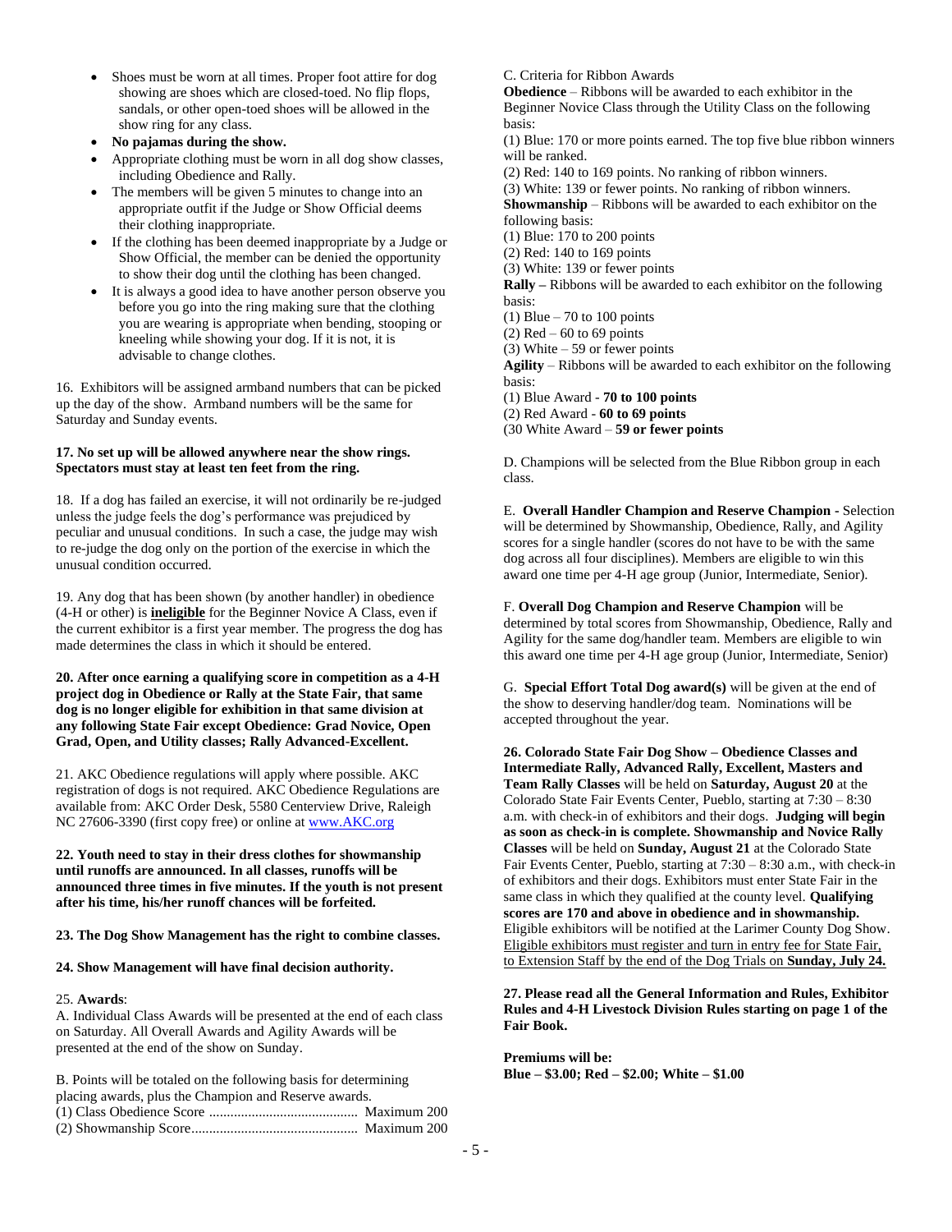- Shoes must be worn at all times. Proper foot attire for dog showing are shoes which are closed-toed. No flip flops, sandals, or other open-toed shoes will be allowed in the show ring for any class.
- **No pajamas during the show.**
- Appropriate clothing must be worn in all dog show classes, including Obedience and Rally.
- The members will be given 5 minutes to change into an appropriate outfit if the Judge or Show Official deems their clothing inappropriate.
- If the clothing has been deemed inappropriate by a Judge or Show Official, the member can be denied the opportunity to show their dog until the clothing has been changed.
- It is always a good idea to have another person observe you before you go into the ring making sure that the clothing you are wearing is appropriate when bending, stooping or kneeling while showing your dog. If it is not, it is advisable to change clothes.

16. Exhibitors will be assigned armband numbers that can be picked up the day of the show. Armband numbers will be the same for Saturday and Sunday events.

**17. No set up will be allowed anywhere near the show rings. Spectators must stay at least ten feet from the ring.**

18. If a dog has failed an exercise, it will not ordinarily be re-judged unless the judge feels the dog's performance was prejudiced by peculiar and unusual conditions. In such a case, the judge may wish to re-judge the dog only on the portion of the exercise in which the unusual condition occurred.

19. Any dog that has been shown (by another handler) in obedience (4-H or other) is **ineligible** for the Beginner Novice A Class, even if the current exhibitor is a first year member. The progress the dog has made determines the class in which it should be entered.

**20. After once earning a qualifying score in competition as a 4-H project dog in Obedience or Rally at the State Fair, that same dog is no longer eligible for exhibition in that same division at any following State Fair except Obedience: Grad Novice, Open Grad, Open, and Utility classes; Rally Advanced-Excellent.**

21. AKC Obedience regulations will apply where possible. AKC registration of dogs is not required. AKC Obedience Regulations are available from: AKC Order Desk, 5580 Centerview Drive, Raleigh NC 27606-3390 (first copy free) or online at www.AKC.org

**22. Youth need to stay in their dress clothes for showmanship until runoffs are announced. In all classes, runoffs will be announced three times in five minutes. If the youth is not present after his time, his/her runoff chances will be forfeited.**

**23. The Dog Show Management has the right to combine classes.**

**24. Show Management will have final decision authority.**

25. **Awards**:

A. Individual Class Awards will be presented at the end of each class on Saturday. All Overall Awards and Agility Awards will be presented at the end of the show on Sunday.

B. Points will be totaled on the following basis for determining placing awards, plus the Champion and Reserve awards.

(1) Class Obedience Score .......................................... Maximum 200
(2) Showmanship Score.............................................. Maximum 200

C. Criteria for Ribbon Awards

**Obedience** – Ribbons will be awarded to each exhibitor in the Beginner Novice Class through the Utility Class on the following basis:

(1) Blue: 170 or more points earned. The top five blue ribbon winners will be ranked.
(2) Red: 140 to 169 points. No ranking of ribbon winners.
(3) White: 139 or fewer points. No ranking of ribbon winners.

**Showmanship** – Ribbons will be awarded to each exhibitor on the following basis:

(1) Blue: 170 to 200 points
(2) Red: 140 to 169 points
(3) White: 139 or fewer points

**Rally –** Ribbons will be awarded to each exhibitor on the following basis:

(1) Blue – 70 to 100 points
(2) Red – 60 to 69 points
(3) White – 59 or fewer points

**Agility** – Ribbons will be awarded to each exhibitor on the following basis:

(1) Blue Award - **70 to 100 points**
(2) Red Award - **60 to 69 points**
(30 White Award – **59 or fewer points**

D. Champions will be selected from the Blue Ribbon group in each class.

E. **Overall Handler Champion and Reserve Champion** - Selection will be determined by Showmanship, Obedience, Rally, and Agility scores for a single handler (scores do not have to be with the same dog across all four disciplines). Members are eligible to win this award one time per 4-H age group (Junior, Intermediate, Senior).

F. **Overall Dog Champion and Reserve Champion** will be determined by total scores from Showmanship, Obedience, Rally and Agility for the same dog/handler team. Members are eligible to win this award one time per 4-H age group (Junior, Intermediate, Senior)

G. **Special Effort Total Dog award(s)** will be given at the end of the show to deserving handler/dog team. Nominations will be accepted throughout the year.

**26. Colorado State Fair Dog Show – Obedience Classes and Intermediate Rally, Advanced Rally, Excellent, Masters and Team Rally Classes** will be held on **Saturday, August 20** at the Colorado State Fair Events Center, Pueblo, starting at 7:30 – 8:30 a.m. with check-in of exhibitors and their dogs. **Judging will begin as soon as check-in is complete. Showmanship and Novice Rally Classes** will be held on **Sunday, August 21** at the Colorado State Fair Events Center, Pueblo, starting at 7:30 – 8:30 a.m., with check-in of exhibitors and their dogs. Exhibitors must enter State Fair in the same class in which they qualified at the county level. **Qualifying scores are 170 and above in obedience and in showmanship.** Eligible exhibitors will be notified at the Larimer County Dog Show. Eligible exhibitors must register and turn in entry fee for State Fair, to Extension Staff by the end of the Dog Trials on **Sunday, July 24.**

**27. Please read all the General Information and Rules, Exhibitor Rules and 4-H Livestock Division Rules starting on page 1 of the Fair Book.**

**Premiums will be:**
**Blue – $3.00; Red – $2.00; White – $1.00**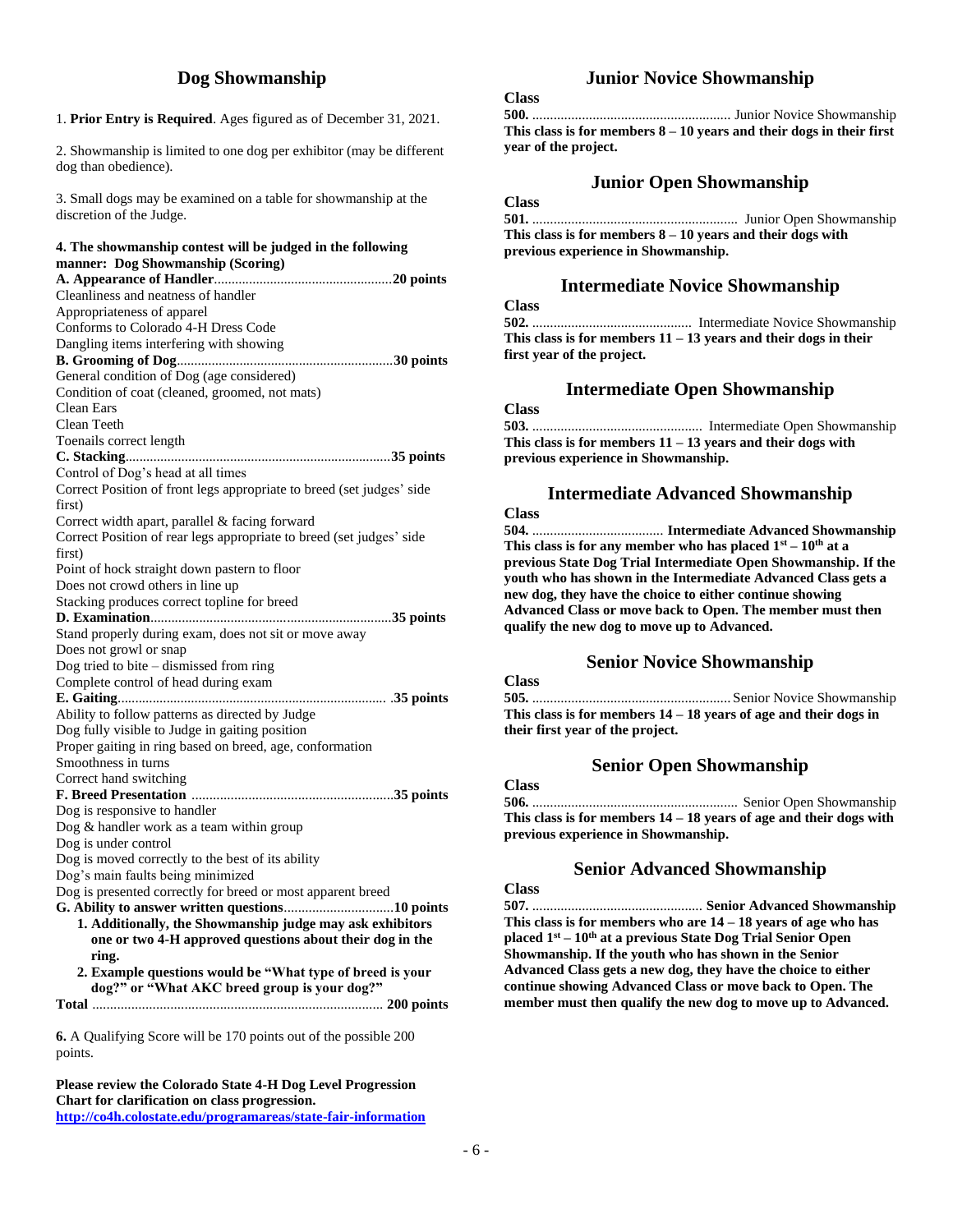## Dog Showmanship

1. **Prior Entry is Required**. Ages figured as of December 31, 2021.

2. Showmanship is limited to one dog per exhibitor (may be different dog than obedience).

3. Small dogs may be examined on a table for showmanship at the discretion of the Judge.

**4. The showmanship contest will be judged in the following manner: Dog Showmanship (Scoring)**

**A. Appearance of Handler**....................................................**20 points**
Cleanliness and neatness of handler
Appropriateness of apparel
Conforms to Colorado 4-H Dress Code
Dangling items interfering with showing

**B. Grooming of Dog**..............................................................**30 points**
General condition of Dog (age considered)
Condition of coat (cleaned, groomed, not mats)
Clean Ears
Clean Teeth
Toenails correct length

**C. Stacking**............................................................................**35 points**
Control of Dog's head at all times
Correct Position of front legs appropriate to breed (set judges' side first)
Correct width apart, parallel & facing forward
Correct Position of rear legs appropriate to breed (set judges' side first)
Point of hock straight down pastern to floor
Does not crowd others in line up
Stacking produces correct topline for breed

**D. Examination**.....................................................................**35 points**
Stand properly during exam, does not sit or move away
Does not growl or snap
Dog tried to bite – dismissed from ring
Complete control of head during exam

**E. Gaiting**.............................................................................**35 points**
Ability to follow patterns as directed by Judge
Dog fully visible to Judge in gaiting position
Proper gaiting in ring based on breed, age, conformation
Smoothness in turns
Correct hand switching

**F. Breed Presentation** ..........................................................**35 points**
Dog is responsive to handler
Dog & handler work as a team within group
Dog is under control
Dog is moved correctly to the best of its ability
Dog's main faults being minimized
Dog is presented correctly for breed or most apparent breed

**G. Ability to answer written questions**...............................**10 points**

1. **Additionally, the Showmanship judge may ask exhibitors one or two 4-H approved questions about their dog in the ring.**
2. **Example questions would be "What type of breed is your dog?" or "What AKC breed group is your dog?"**

**Total** .................................................................................. **200 points**

**6.** A Qualifying Score will be 170 points out of the possible 200 points.

**Please review the Colorado State 4-H Dog Level Progression Chart for clarification on class progression.**
**http://co4h.colostate.edu/programareas/state-fair-information**

## Junior Novice Showmanship

**Class**
**500.** ......................................................... Junior Novice Showmanship
**This class is for members 8 – 10 years and their dogs in their first year of the project.**

## Junior Open Showmanship

**Class**
**501.** ........................................................... Junior Open Showmanship
**This class is for members 8 – 10 years and their dogs with previous experience in Showmanship.**

## Intermediate Novice Showmanship

**Class**
**502.** ............................................. Intermediate Novice Showmanship
**This class is for members 11 – 13 years and their dogs in their first year of the project.**

## Intermediate Open Showmanship

**Class**
**503.** ................................................ Intermediate Open Showmanship
**This class is for members 11 – 13 years and their dogs with previous experience in Showmanship.**

## Intermediate Advanced Showmanship

**Class**
**504.** ..................................... **Intermediate Advanced Showmanship**
**This class is for any member who has placed 1st – 10th at a previous State Dog Trial Intermediate Open Showmanship. If the youth who has shown in the Intermediate Advanced Class gets a new dog, they have the choice to either continue showing Advanced Class or move back to Open. The member must then qualify the new dog to move up to Advanced.**

## Senior Novice Showmanship

**Class**
**505.** ......................................................... Senior Novice Showmanship
**This class is for members 14 – 18 years of age and their dogs in their first year of the project.**

## Senior Open Showmanship

**Class**
**506.** ........................................................... Senior Open Showmanship
**This class is for members 14 – 18 years of age and their dogs with previous experience in Showmanship.**

## Senior Advanced Showmanship

**Class**
**507.** ................................................ **Senior Advanced Showmanship**
**This class is for members who are 14 – 18 years of age who has placed 1st – 10th at a previous State Dog Trial Senior Open Showmanship. If the youth who has shown in the Senior Advanced Class gets a new dog, they have the choice to either continue showing Advanced Class or move back to Open. The member must then qualify the new dog to move up to Advanced.**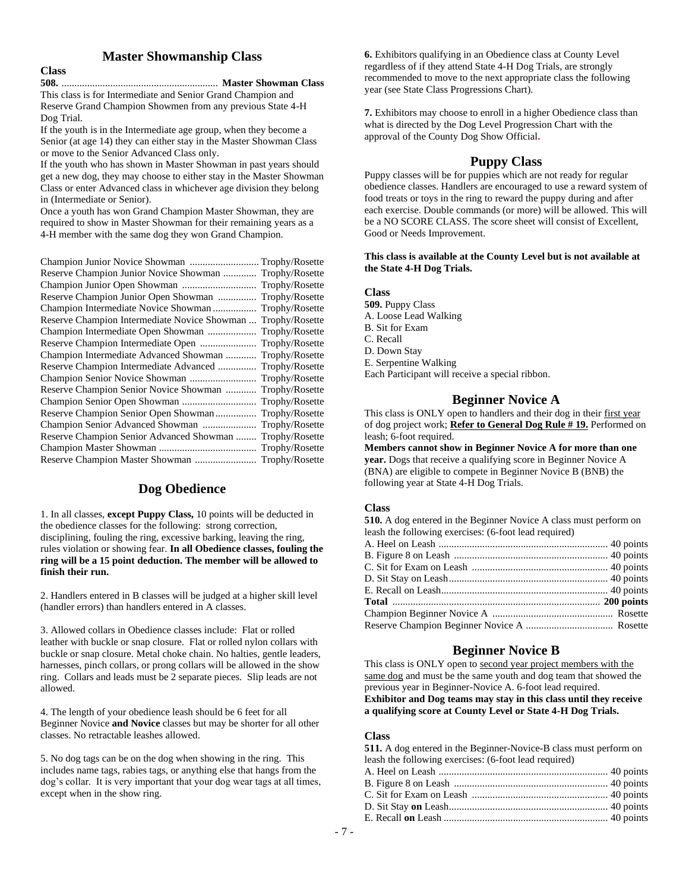## Master Showmanship Class

**Class**

**508.** ............................................................ **Master Showman Class**

This class is for Intermediate and Senior Grand Champion and Reserve Grand Champion Showmen from any previous State 4-H Dog Trial.

If the youth is in the Intermediate age group, when they become a Senior (at age 14) they can either stay in the Master Showman Class or move to the Senior Advanced Class only.

If the youth who has shown in Master Showman in past years should get a new dog, they may choose to either stay in the Master Showman Class or enter Advanced class in whichever age division they belong in (Intermediate or Senior).

Once a youth has won Grand Champion Master Showman, they are required to show in Master Showman for their remaining years as a 4-H member with the same dog they won Grand Champion.

| | |
|---|---|
| Champion Junior Novice Showman | Trophy/Rosette |
| Reserve Champion Junior Novice Showman | Trophy/Rosette |
| Champion Junior Open Showman | Trophy/Rosette |
| Reserve Champion Junior Open Showman | Trophy/Rosette |
| Champion Intermediate Novice Showman | Trophy/Rosette |
| Reserve Champion Intermediate Novice Showman | Trophy/Rosette |
| Champion Intermediate Open Showman | Trophy/Rosette |
| Reserve Champion Intermediate Open | Trophy/Rosette |
| Champion Intermediate Advanced Showman | Trophy/Rosette |
| Reserve Champion Intermediate Advanced | Trophy/Rosette |
| Champion Senior Novice Showman | Trophy/Rosette |
| Reserve Champion Senior Novice Showman | Trophy/Rosette |
| Champion Senior Open Showman | Trophy/Rosette |
| Reserve Champion Senior Open Showman | Trophy/Rosette |
| Champion Senior Advanced Showman | Trophy/Rosette |
| Reserve Champion Senior Advanced Showman | Trophy/Rosette |
| Champion Master Showman | Trophy/Rosette |
| Reserve Champion Master Showman | Trophy/Rosette |

## Dog Obedience

1. In all classes, **except Puppy Class,** 10 points will be deducted in the obedience classes for the following: strong correction, disciplining, fouling the ring, excessive barking, leaving the ring, rules violation or showing fear. **In all Obedience classes, fouling the ring will be a 15 point deduction. The member will be allowed to finish their run.**

2. Handlers entered in B classes will be judged at a higher skill level (handler errors) than handlers entered in A classes.

3. Allowed collars in Obedience classes include: Flat or rolled leather with buckle or snap closure. Flat or rolled nylon collars with buckle or snap closure. Metal choke chain. No halties, gentle leaders, harnesses, pinch collars, or prong collars will be allowed in the show ring. Collars and leads must be 2 separate pieces. Slip leads are not allowed.

4. The length of your obedience leash should be 6 feet for all Beginner Novice **and Novice** classes but may be shorter for all other classes. No retractable leashes allowed.

5. No dog tags can be on the dog when showing in the ring. This includes name tags, rabies tags, or anything else that hangs from the dog's collar. It is very important that your dog wear tags at all times, except when in the show ring.

**6.** Exhibitors qualifying in an Obedience class at County Level regardless of if they attend State 4-H Dog Trials, are strongly recommended to move to the next appropriate class the following year (see State Class Progressions Chart).

**7.** Exhibitors may choose to enroll in a higher Obedience class than what is directed by the Dog Level Progression Chart with the approval of the County Dog Show Official.

## Puppy Class

Puppy classes will be for puppies which are not ready for regular obedience classes. Handlers are encouraged to use a reward system of food treats or toys in the ring to reward the puppy during and after each exercise. Double commands (or more) will be allowed. This will be a NO SCORE CLASS. The score sheet will consist of Excellent, Good or Needs Improvement.

**This class is available at the County Level but is not available at the State 4-H Dog Trials.**

**Class**

**509.** Puppy Class
A. Loose Lead Walking
B. Sit for Exam
C. Recall
D. Down Stay
E. Serpentine Walking
Each Participant will receive a special ribbon.

## Beginner Novice A

This class is ONLY open to handlers and their dog in their first year of dog project work; **Refer to General Dog Rule # 19.** Performed on leash; 6-foot required.

**Members cannot show in Beginner Novice A for more than one year.** Dogs that receive a qualifying score in Beginner Novice A (BNA) are eligible to compete in Beginner Novice B (BNB) the following year at State 4-H Dog Trials.

**Class**

**510.** A dog entered in the Beginner Novice A class must perform on leash the following exercises: (6-foot lead required)

| | |
|---|---|
| A. Heel on Leash | 40 points |
| B. Figure 8 on Leash | 40 points |
| C. Sit for Exam on Leash | 40 points |
| D. Sit Stay on Leash | 40 points |
| E. Recall on Leash | 40 points |
| **Total** | **200 points** |
| Champion Beginner Novice A | Rosette |
| Reserve Champion Beginner Novice A | Rosette |

## Beginner Novice B

This class is ONLY open to second year project members with the same dog and must be the same youth and dog team that showed the previous year in Beginner-Novice A. 6-foot lead required.

**Exhibitor and Dog teams may stay in this class until they receive a qualifying score at County Level or State 4-H Dog Trials.**

**Class**

**511.** A dog entered in the Beginner-Novice-B class must perform on leash the following exercises: (6-foot lead required)

| | |
|---|---|
| A. Heel on Leash | 40 points |
| B. Figure 8 on Leash | 40 points |
| C. Sit for Exam on Leash | 40 points |
| D. Sit Stay **on** Leash | 40 points |
| E. Recall **on** Leash | 40 points |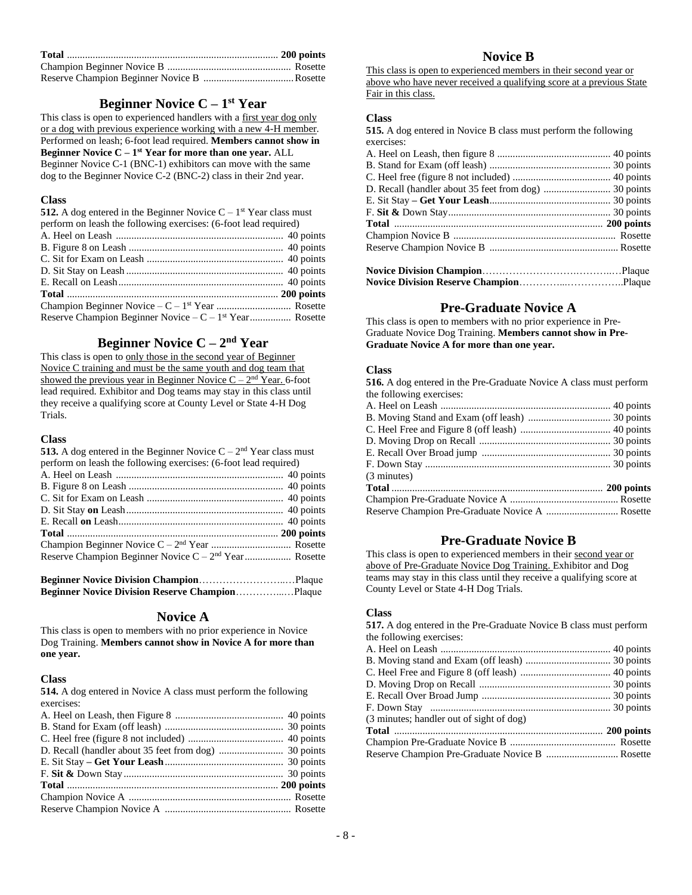| | |
|---|---|
| **Total** | **200 points** |
| Champion Beginner Novice B | Rosette |
| Reserve Champion Beginner Novice B | Rosette |

## Beginner Novice C – 1st Year

This class is open to experienced handlers with a first year dog only or a dog with previous experience working with a new 4-H member. Performed on leash; 6-foot lead required. **Members cannot show in Beginner Novice C – 1st Year for more than one year.** ALL Beginner Novice C-1 (BNC-1) exhibitors can move with the same dog to the Beginner Novice C-2 (BNC-2) class in their 2nd year.

### Class

**512.** A dog entered in the Beginner Novice C – 1st Year class must perform on leash the following exercises: (6-foot lead required)

| | |
|---|---|
| A. Heel on Leash | 40 points |
| B. Figure 8 on Leash | 40 points |
| C. Sit for Exam on Leash | 40 points |
| D. Sit Stay on Leash | 40 points |
| E. Recall on Leash | 40 points |
| **Total** | **200 points** |
| Champion Beginner Novice – C – 1st Year | Rosette |
| Reserve Champion Beginner Novice – C – 1st Year | Rosette |

## Beginner Novice C – 2nd Year

This class is open to only those in the second year of Beginner Novice C training and must be the same youth and dog team that showed the previous year in Beginner Novice C – 2nd Year. 6-foot lead required. Exhibitor and Dog teams may stay in this class until they receive a qualifying score at County Level or State 4-H Dog Trials.

### Class

**513.** A dog entered in the Beginner Novice C – 2nd Year class must perform on leash the following exercises: (6-foot lead required)

| | |
|---|---|
| A. Heel on Leash | 40 points |
| B. Figure 8 on Leash | 40 points |
| C. Sit for Exam on Leash | 40 points |
| D. Sit Stay **on** Leash | 40 points |
| E. Recall **on** Leash | 40 points |
| **Total** | **200 points** |
| Champion Beginner Novice C – 2nd Year | Rosette |
| Reserve Champion Beginner Novice C – 2nd Year | Rosette |

| | |
|---|---|
| **Beginner Novice Division Champion** | Plaque |
| **Beginner Novice Division Reserve Champion** | Plaque |

## Novice A

This class is open to members with no prior experience in Novice Dog Training. **Members cannot show in Novice A for more than one year.**

### Class

**514.** A dog entered in Novice A class must perform the following exercises:

| | |
|---|---|
| A. Heel on Leash, then Figure 8 | 40 points |
| B. Stand for Exam (off leash) | 30 points |
| C. Heel free (figure 8 not included) | 40 points |
| D. Recall (handler about 35 feet from dog) | 30 points |
| E. Sit Stay **– Get Your Leash** | 30 points |
| F. **Sit &** Down Stay | 30 points |
| **Total** | **200 points** |
| Champion Novice A | Rosette |
| Reserve Champion Novice A | Rosette |

## Novice B

This class is open to experienced members in their second year or above who have never received a qualifying score at a previous State Fair in this class.

### Class

**515.** A dog entered in Novice B class must perform the following exercises:

| | |
|---|---|
| A. Heel on Leash, then figure 8 | 40 points |
| B. Stand for Exam (off leash) | 30 points |
| C. Heel free (figure 8 not included) | 40 points |
| D. Recall (handler about 35 feet from dog) | 30 points |
| E. Sit Stay **– Get Your Leash** | 30 points |
| F. **Sit &** Down Stay | 30 points |
| **Total** | **200 points** |
| Champion Novice B | Rosette |
| Reserve Champion Novice B | Rosette |

| | |
|---|---|
| **Novice Division Champion** | Plaque |
| **Novice Division Reserve Champion** | Plaque |

## Pre-Graduate Novice A

This class is open to members with no prior experience in Pre-Graduate Novice Dog Training. **Members cannot show in Pre-Graduate Novice A for more than one year.**

### Class

**516.** A dog entered in the Pre-Graduate Novice A class must perform the following exercises:

| | |
|---|---|
| A. Heel on Leash | 40 points |
| B. Moving Stand and Exam (off leash) | 30 points |
| C. Heel Free and Figure 8 (off leash) | 40 points |
| D. Moving Drop on Recall | 30 points |
| E. Recall Over Broad jump | 30 points |
| F. Down Stay | 30 points |
| (3 minutes) | |
| **Total** | **200 points** |
| Champion Pre-Graduate Novice A | Rosette |
| Reserve Champion Pre-Graduate Novice A | Rosette |

## Pre-Graduate Novice B

This class is open to experienced members in their second year or above of Pre-Graduate Novice Dog Training. Exhibitor and Dog teams may stay in this class until they receive a qualifying score at County Level or State 4-H Dog Trials.

### Class

**517.** A dog entered in the Pre-Graduate Novice B class must perform the following exercises:

| | |
|---|---|
| A. Heel on Leash | 40 points |
| B. Moving stand and Exam (off leash) | 30 points |
| C. Heel Free and Figure 8 (off leash) | 40 points |
| D. Moving Drop on Recall | 30 points |
| E. Recall Over Broad Jump | 30 points |
| F. Down Stay | 30 points |
| (3 minutes; handler out of sight of dog) | |
| **Total** | **200 points** |
| Champion Pre-Graduate Novice B | Rosette |
| Reserve Champion Pre-Graduate Novice B | Rosette |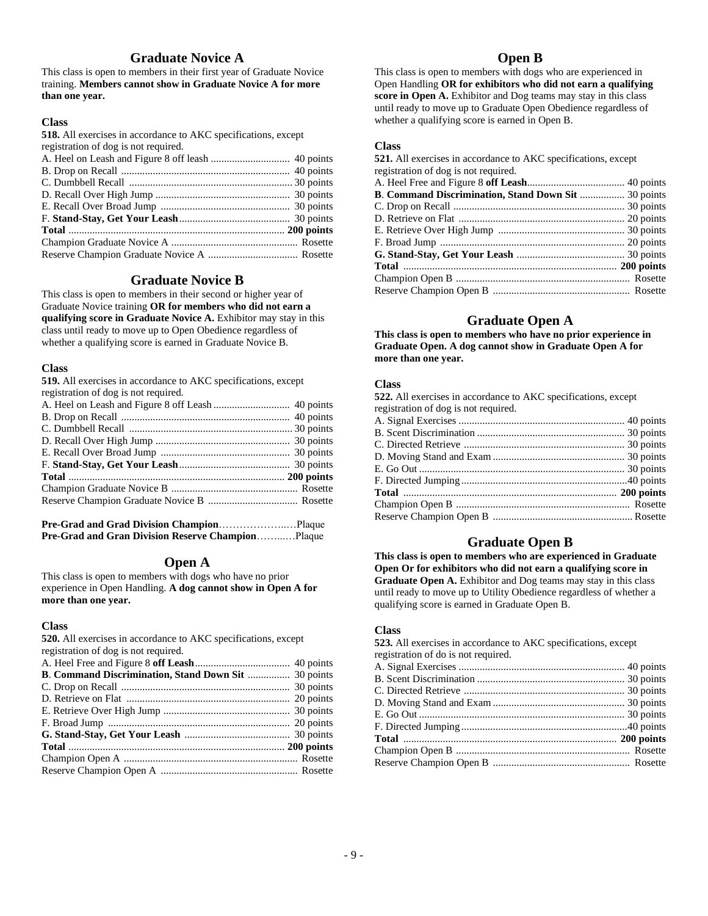## Graduate Novice A

This class is open to members in their first year of Graduate Novice training. **Members cannot show in Graduate Novice A for more than one year.**

### Class

**518.** All exercises in accordance to AKC specifications, except registration of dog is not required.

| Exercise | Points |
|---|---|
| A. Heel on Leash and Figure 8 off leash | 40 points |
| B. Drop on Recall | 40 points |
| C. Dumbbell Recall | 30 points |
| D. Recall Over High Jump | 30 points |
| E. Recall Over Broad Jump | 30 points |
| F. **Stand-Stay, Get Your Leash** | 30 points |
| **Total** | **200 points** |
| Champion Graduate Novice A | Rosette |
| Reserve Champion Graduate Novice A | Rosette |

## Graduate Novice B

This class is open to members in their second or higher year of Graduate Novice training **OR for members who did not earn a qualifying score in Graduate Novice A.** Exhibitor may stay in this class until ready to move up to Open Obedience regardless of whether a qualifying score is earned in Graduate Novice B.

### Class

**519.** All exercises in accordance to AKC specifications, except registration of dog is not required.

| Exercise | Points |
|---|---|
| A. Heel on Leash and Figure 8 off Leash | 40 points |
| B. Drop on Recall | 40 points |
| C. Dumbbell Recall | 30 points |
| D. Recall Over High Jump | 30 points |
| E. Recall Over Broad Jump | 30 points |
| F. **Stand-Stay, Get Your Leash** | 30 points |
| **Total** | **200 points** |
| Champion Graduate Novice B | Rosette |
| Reserve Champion Graduate Novice B | Rosette |

**Pre-Grad and Grad Division Champion**……………….…Plaque
**Pre-Grad and Gran Division Reserve Champion**……...…Plaque

## Open A

This class is open to members with dogs who have no prior experience in Open Handling. **A dog cannot show in Open A for more than one year.**

### Class

**520.** All exercises in accordance to AKC specifications, except registration of dog is not required.

| Exercise | Points |
|---|---|
| A. Heel Free and Figure 8 **off Leash** | 40 points |
| **B. Command Discrimination, Stand Down Sit** | 30 points |
| C. Drop on Recall | 30 points |
| D. Retrieve on Flat | 20 points |
| E. Retrieve Over High Jump | 30 points |
| F. Broad Jump | 20 points |
| **G. Stand-Stay, Get Your Leash** | 30 points |
| **Total** | **200 points** |
| Champion Open A | Rosette |
| Reserve Champion Open A | Rosette |

## Open B

This class is open to members with dogs who are experienced in Open Handling **OR for exhibitors who did not earn a qualifying score in Open A.** Exhibitor and Dog teams may stay in this class until ready to move up to Graduate Open Obedience regardless of whether a qualifying score is earned in Open B.

### Class

**521.** All exercises in accordance to AKC specifications, except registration of dog is not required.

| Exercise | Points |
|---|---|
| A. Heel Free and Figure 8 **off Leash** | 40 points |
| **B. Command Discrimination, Stand Down Sit** | 30 points |
| C. Drop on Recall | 30 points |
| D. Retrieve on Flat | 20 points |
| E. Retrieve Over High Jump | 30 points |
| F. Broad Jump | 20 points |
| **G. Stand-Stay, Get Your Leash** | 30 points |
| **Total** | **200 points** |
| Champion Open B | Rosette |
| Reserve Champion Open B | Rosette |

## Graduate Open A

**This class is open to members who have no prior experience in Graduate Open. A dog cannot show in Graduate Open A for more than one year.**

### Class

**522.** All exercises in accordance to AKC specifications, except registration of dog is not required.

| Exercise | Points |
|---|---|
| A. Signal Exercises | 40 points |
| B. Scent Discrimination | 30 points |
| C. Directed Retrieve | 30 points |
| D. Moving Stand and Exam | 30 points |
| E. Go Out | 30 points |
| F. Directed Jumping | 40 points |
| **Total** | **200 points** |
| Champion Open B | Rosette |
| Reserve Champion Open B | Rosette |

## Graduate Open B

**This class is open to members who are experienced in Graduate Open Or for exhibitors who did not earn a qualifying score in Graduate Open A.** Exhibitor and Dog teams may stay in this class until ready to move up to Utility Obedience regardless of whether a qualifying score is earned in Graduate Open B.

### Class

**523.** All exercises in accordance to AKC specifications, except registration of do is not required.

| Exercise | Points |
|---|---|
| A. Signal Exercises | 40 points |
| B. Scent Discrimination | 30 points |
| C. Directed Retrieve | 30 points |
| D. Moving Stand and Exam | 30 points |
| E. Go Out | 30 points |
| F. Directed Jumping | 40 points |
| **Total** | **200 points** |
| Champion Open B | Rosette |
| Reserve Champion Open B | Rosette |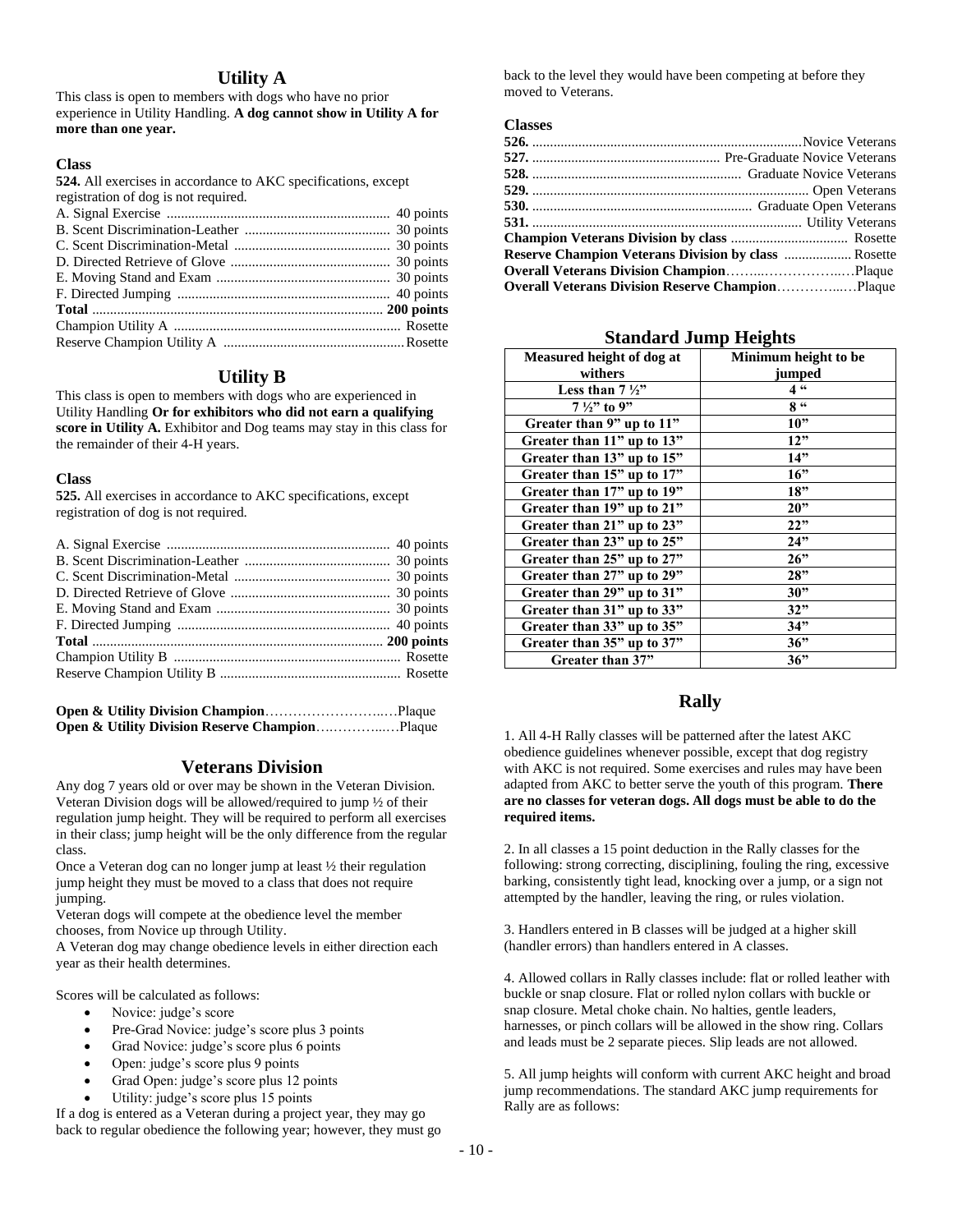## Utility A

This class is open to members with dogs who have no prior experience in Utility Handling. **A dog cannot show in Utility A for more than one year.**

### Class

**524.** All exercises in accordance to AKC specifications, except registration of dog is not required.

| | |
|---|---|
| A. Signal Exercise | 40 points |
| B. Scent Discrimination-Leather | 30 points |
| C. Scent Discrimination-Metal | 30 points |
| D. Directed Retrieve of Glove | 30 points |
| E. Moving Stand and Exam | 30 points |
| F. Directed Jumping | 40 points |
| **Total** | **200 points** |
| Champion Utility A | Rosette |
| Reserve Champion Utility A | Rosette |

## Utility B

This class is open to members with dogs who are experienced in Utility Handling **Or for exhibitors who did not earn a qualifying score in Utility A.** Exhibitor and Dog teams may stay in this class for the remainder of their 4-H years.

### Class

**525.** All exercises in accordance to AKC specifications, except registration of dog is not required.

| | |
|---|---|
| A. Signal Exercise | 40 points |
| B. Scent Discrimination-Leather | 30 points |
| C. Scent Discrimination-Metal | 30 points |
| D. Directed Retrieve of Glove | 30 points |
| E. Moving Stand and Exam | 30 points |
| F. Directed Jumping | 40 points |
| **Total** | **200 points** |
| Champion Utility B | Rosette |
| Reserve Champion Utility B | Rosette |

**Open & Utility Division Champion**……………………..…Plaque
**Open & Utility Division Reserve Champion**….………..…Plaque

## Veterans Division

Any dog 7 years old or over may be shown in the Veteran Division. Veteran Division dogs will be allowed/required to jump ½ of their regulation jump height. They will be required to perform all exercises in their class; jump height will be the only difference from the regular class.

Once a Veteran dog can no longer jump at least ½ their regulation jump height they must be moved to a class that does not require jumping.

Veteran dogs will compete at the obedience level the member chooses, from Novice up through Utility.

A Veteran dog may change obedience levels in either direction each year as their health determines.

Scores will be calculated as follows:

- Novice: judge's score
- Pre-Grad Novice: judge's score plus 3 points
- Grad Novice: judge's score plus 6 points
- Open: judge's score plus 9 points
- Grad Open: judge's score plus 12 points
- Utility: judge's score plus 15 points

If a dog is entered as a Veteran during a project year, they may go back to regular obedience the following year; however, they must go back to the level they would have been competing at before they moved to Veterans.

### Classes

| | |
|---|---|
| **526.** | Novice Veterans |
| **527.** | Pre-Graduate Novice Veterans |
| **528.** | Graduate Novice Veterans |
| **529.** | Open Veterans |
| **530.** | Graduate Open Veterans |
| **531.** | Utility Veterans |
| **Champion Veterans Division by class** | Rosette |
| **Reserve Champion Veterans Division by class** | Rosette |
| **Overall Veterans Division Champion** | Plaque |
| **Overall Veterans Division Reserve Champion** | Plaque |

### Standard Jump Heights

| Measured height of dog at withers | Minimum height to be jumped |
|---|---|
| Less than 7 ½" | 4 " |
| 7 ½" to 9" | 8 " |
| Greater than 9" up to 11" | 10" |
| Greater than 11" up to 13" | 12" |
| Greater than 13" up to 15" | 14" |
| Greater than 15" up to 17" | 16" |
| Greater than 17" up to 19" | 18" |
| Greater than 19" up to 21" | 20" |
| Greater than 21" up to 23" | 22" |
| Greater than 23" up to 25" | 24" |
| Greater than 25" up to 27" | 26" |
| Greater than 27" up to 29" | 28" |
| Greater than 29" up to 31" | 30" |
| Greater than 31" up to 33" | 32" |
| Greater than 33" up to 35" | 34" |
| Greater than 35" up to 37" | 36" |
| Greater than 37" | 36" |

## Rally

1. All 4-H Rally classes will be patterned after the latest AKC obedience guidelines whenever possible, except that dog registry with AKC is not required. Some exercises and rules may have been adapted from AKC to better serve the youth of this program. **There are no classes for veteran dogs. All dogs must be able to do the required items.**

2. In all classes a 15 point deduction in the Rally classes for the following: strong correcting, disciplining, fouling the ring, excessive barking, consistently tight lead, knocking over a jump, or a sign not attempted by the handler, leaving the ring, or rules violation.

3. Handlers entered in B classes will be judged at a higher skill (handler errors) than handlers entered in A classes.

4. Allowed collars in Rally classes include: flat or rolled leather with buckle or snap closure. Flat or rolled nylon collars with buckle or snap closure. Metal choke chain. No halties, gentle leaders, harnesses, or pinch collars will be allowed in the show ring. Collars and leads must be 2 separate pieces. Slip leads are not allowed.

5. All jump heights will conform with current AKC height and broad jump recommendations. The standard AKC jump requirements for Rally are as follows: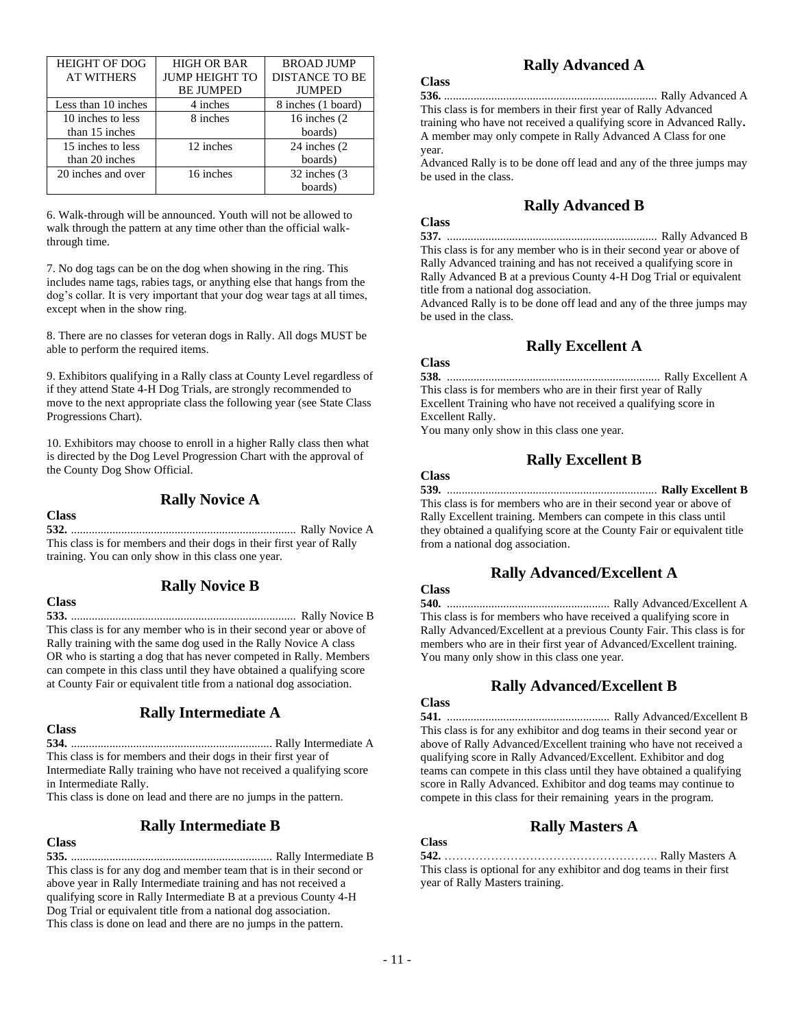| HEIGHT OF DOG AT WITHERS | HIGH OR BAR JUMP HEIGHT TO BE JUMPED | BROAD JUMP DISTANCE TO BE JUMPED |
|---|---|---|
| Less than 10 inches | 4 inches | 8 inches (1 board) |
| 10 inches to less than 15 inches | 8 inches | 16 inches (2 boards) |
| 15 inches to less than 20 inches | 12 inches | 24 inches (2 boards) |
| 20 inches and over | 16 inches | 32 inches (3 boards) |

6. Walk-through will be announced. Youth will not be allowed to walk through the pattern at any time other than the official walk-through time.

7. No dog tags can be on the dog when showing in the ring. This includes name tags, rabies tags, or anything else that hangs from the dog's collar. It is very important that your dog wear tags at all times, except when in the show ring.

8. There are no classes for veteran dogs in Rally. All dogs MUST be able to perform the required items.

9. Exhibitors qualifying in a Rally class at County Level regardless of if they attend State 4-H Dog Trials, are strongly recommended to move to the next appropriate class the following year (see State Class Progressions Chart).

10. Exhibitors may choose to enroll in a higher Rally class then what is directed by the Dog Level Progression Chart with the approval of the County Dog Show Official.

## Rally Novice A

**Class**

**532.** ........................................................................... Rally Novice A

This class is for members and their dogs in their first year of Rally training. You can only show in this class one year.

## Rally Novice B

**Class**

**533.** ........................................................................... Rally Novice B

This class is for any member who is in their second year or above of Rally training with the same dog used in the Rally Novice A class OR who is starting a dog that has never competed in Rally. Members can compete in this class until they have obtained a qualifying score at County Fair or equivalent title from a national dog association.

## Rally Intermediate A

**Class**

**534.** ................................................................... Rally Intermediate A

This class is for members and their dogs in their first year of Intermediate Rally training who have not received a qualifying score in Intermediate Rally.

This class is done on lead and there are no jumps in the pattern.

## Rally Intermediate B

**Class**

**535.** ................................................................... Rally Intermediate B

This class is for any dog and member team that is in their second or above year in Rally Intermediate training and has not received a qualifying score in Rally Intermediate B at a previous County 4-H Dog Trial or equivalent title from a national dog association.

This class is done on lead and there are no jumps in the pattern.

## Rally Advanced A

**Class**

**536.** ....................................................................... Rally Advanced A

This class is for members in their first year of Rally Advanced training who have not received a qualifying score in Advanced Rally**.** A member may only compete in Rally Advanced A Class for one year.

Advanced Rally is to be done off lead and any of the three jumps may be used in the class.

## Rally Advanced B

**Class**

**537.** ....................................................................... Rally Advanced B

This class is for any member who is in their second year or above of Rally Advanced training and has not received a qualifying score in Rally Advanced B at a previous County 4-H Dog Trial or equivalent title from a national dog association.

Advanced Rally is to be done off lead and any of the three jumps may be used in the class.

## Rally Excellent A

**Class**

**538.** ....................................................................... Rally Excellent A

This class is for members who are in their first year of Rally Excellent Training who have not received a qualifying score in Excellent Rally.

You many only show in this class one year.

## Rally Excellent B

**Class**

**539.** ....................................................................... **Rally Excellent B**

This class is for members who are in their second year or above of Rally Excellent training. Members can compete in this class until they obtained a qualifying score at the County Fair or equivalent title from a national dog association.

## Rally Advanced/Excellent A

**Class**

**540.** ....................................................... Rally Advanced/Excellent A

This class is for members who have received a qualifying score in Rally Advanced/Excellent at a previous County Fair. This class is for members who are in their first year of Advanced/Excellent training. You many only show in this class one year.

## Rally Advanced/Excellent B

**Class**

**541.** ....................................................... Rally Advanced/Excellent B

This class is for any exhibitor and dog teams in their second year or above of Rally Advanced/Excellent training who have not received a qualifying score in Rally Advanced/Excellent. Exhibitor and dog teams can compete in this class until they have obtained a qualifying score in Rally Advanced. Exhibitor and dog teams may continue to compete in this class for their remaining years in the program.

## Rally Masters A

**Class**

**542.** ………………………………………………. Rally Masters A

This class is optional for any exhibitor and dog teams in their first year of Rally Masters training.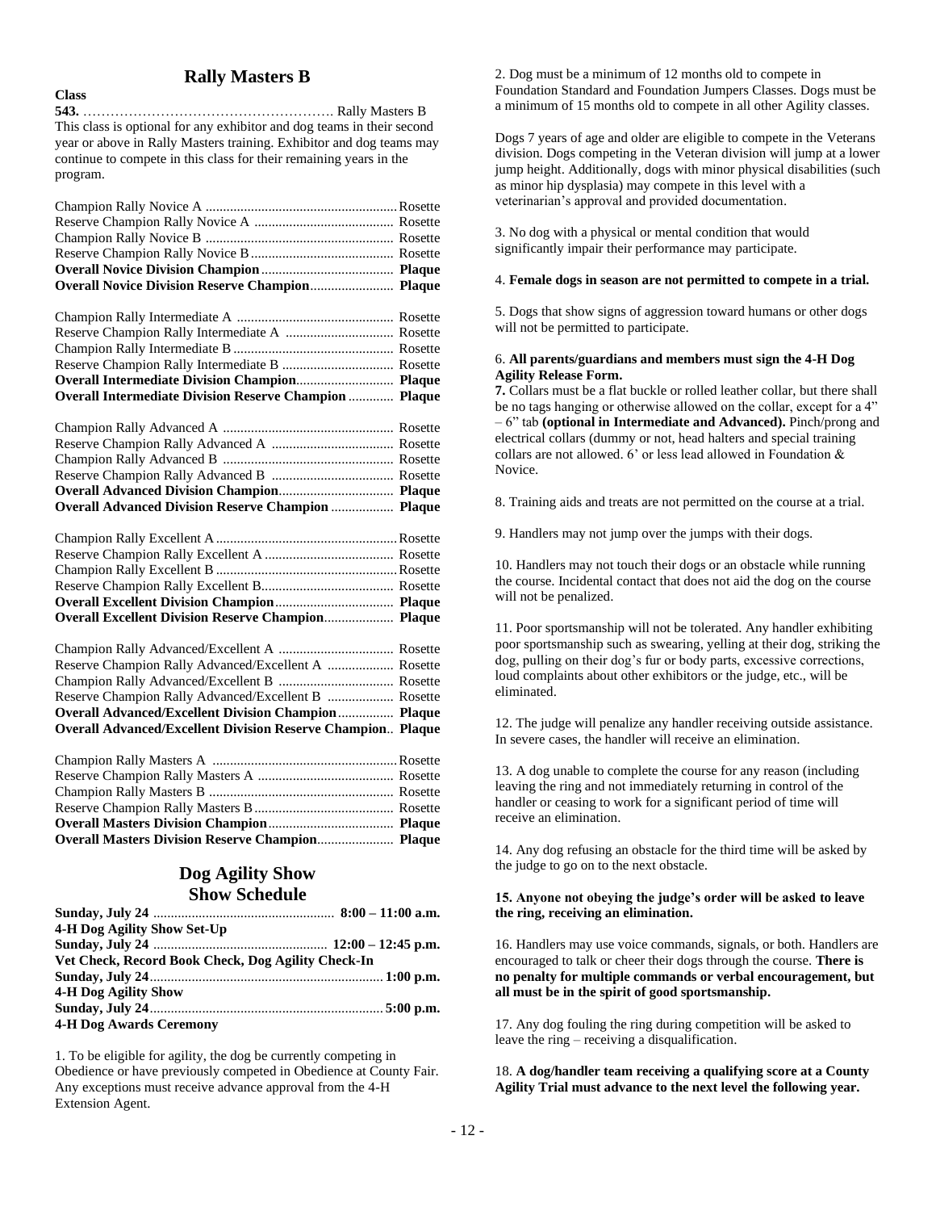## Rally Masters B

**Class**

**543.** ………………………………………………. Rally Masters B

This class is optional for any exhibitor and dog teams in their second year or above in Rally Masters training. Exhibitor and dog teams may continue to compete in this class for their remaining years in the program.

| | |
|---|---|
| Champion Rally Novice A | Rosette |
| Reserve Champion Rally Novice A | Rosette |
| Champion Rally Novice B | Rosette |
| Reserve Champion Rally Novice B | Rosette |
| **Overall Novice Division Champion** | **Plaque** |
| **Overall Novice Division Reserve Champion** | **Plaque** |
| Champion Rally Intermediate A | Rosette |
| Reserve Champion Rally Intermediate A | Rosette |
| Champion Rally Intermediate B | Rosette |
| Reserve Champion Rally Intermediate B | Rosette |
| **Overall Intermediate Division Champion** | **Plaque** |
| **Overall Intermediate Division Reserve Champion** | **Plaque** |
| Champion Rally Advanced A | Rosette |
| Reserve Champion Rally Advanced A | Rosette |
| Champion Rally Advanced B | Rosette |
| Reserve Champion Rally Advanced B | Rosette |
| **Overall Advanced Division Champion** | **Plaque** |
| **Overall Advanced Division Reserve Champion** | **Plaque** |
| Champion Rally Excellent A | Rosette |
| Reserve Champion Rally Excellent A | Rosette |
| Champion Rally Excellent B | Rosette |
| Reserve Champion Rally Excellent B | Rosette |
| **Overall Excellent Division Champion** | **Plaque** |
| **Overall Excellent Division Reserve Champion** | **Plaque** |
| Champion Rally Advanced/Excellent A | Rosette |
| Reserve Champion Rally Advanced/Excellent A | Rosette |
| Champion Rally Advanced/Excellent B | Rosette |
| Reserve Champion Rally Advanced/Excellent B | Rosette |
| **Overall Advanced/Excellent Division Champion** | **Plaque** |
| **Overall Advanced/Excellent Division Reserve Champion** | **Plaque** |
| Champion Rally Masters A | Rosette |
| Reserve Champion Rally Masters A | Rosette |
| Champion Rally Masters B | Rosette |
| Reserve Champion Rally Masters B | Rosette |
| **Overall Masters Division Champion** | **Plaque** |
| **Overall Masters Division Reserve Champion** | **Plaque** |

## Dog Agility Show
## Show Schedule

**Sunday, July 24** ........ **8:00 – 11:00 a.m.**
**4-H Dog Agility Show Set-Up**

**Sunday, July 24** ........ **12:00 – 12:45 p.m.**
**Vet Check, Record Book Check, Dog Agility Check-In**

**Sunday, July 24** ........ **1:00 p.m.**
**4-H Dog Agility Show**

**Sunday, July 24** ........ **5:00 p.m.**
**4-H Dog Awards Ceremony**

1. To be eligible for agility, the dog be currently competing in Obedience or have previously competed in Obedience at County Fair. Any exceptions must receive advance approval from the 4-H Extension Agent.

2. Dog must be a minimum of 12 months old to compete in Foundation Standard and Foundation Jumpers Classes. Dogs must be a minimum of 15 months old to compete in all other Agility classes.

Dogs 7 years of age and older are eligible to compete in the Veterans division. Dogs competing in the Veteran division will jump at a lower jump height. Additionally, dogs with minor physical disabilities (such as minor hip dysplasia) may compete in this level with a veterinarian's approval and provided documentation.

3. No dog with a physical or mental condition that would significantly impair their performance may participate.

4. **Female dogs in season are not permitted to compete in a trial.**

5. Dogs that show signs of aggression toward humans or other dogs will not be permitted to participate.

6. **All parents/guardians and members must sign the 4-H Dog Agility Release Form.**

**7.** Collars must be a flat buckle or rolled leather collar, but there shall be no tags hanging or otherwise allowed on the collar, except for a 4" – 6" tab **(optional in Intermediate and Advanced).** Pinch/prong and electrical collars (dummy or not, head halters and special training collars are not allowed. 6' or less lead allowed in Foundation & Novice.

8. Training aids and treats are not permitted on the course at a trial.

9. Handlers may not jump over the jumps with their dogs.

10. Handlers may not touch their dogs or an obstacle while running the course. Incidental contact that does not aid the dog on the course will not be penalized.

11. Poor sportsmanship will not be tolerated. Any handler exhibiting poor sportsmanship such as swearing, yelling at their dog, striking the dog, pulling on their dog's fur or body parts, excessive corrections, loud complaints about other exhibitors or the judge, etc., will be eliminated.

12. The judge will penalize any handler receiving outside assistance. In severe cases, the handler will receive an elimination.

13. A dog unable to complete the course for any reason (including leaving the ring and not immediately returning in control of the handler or ceasing to work for a significant period of time will receive an elimination.

14. Any dog refusing an obstacle for the third time will be asked by the judge to go on to the next obstacle.

**15. Anyone not obeying the judge's order will be asked to leave the ring, receiving an elimination.**

16. Handlers may use voice commands, signals, or both. Handlers are encouraged to talk or cheer their dogs through the course. **There is no penalty for multiple commands or verbal encouragement, but all must be in the spirit of good sportsmanship.**

17. Any dog fouling the ring during competition will be asked to leave the ring – receiving a disqualification.

18. **A dog/handler team receiving a qualifying score at a County Agility Trial must advance to the next level the following year.**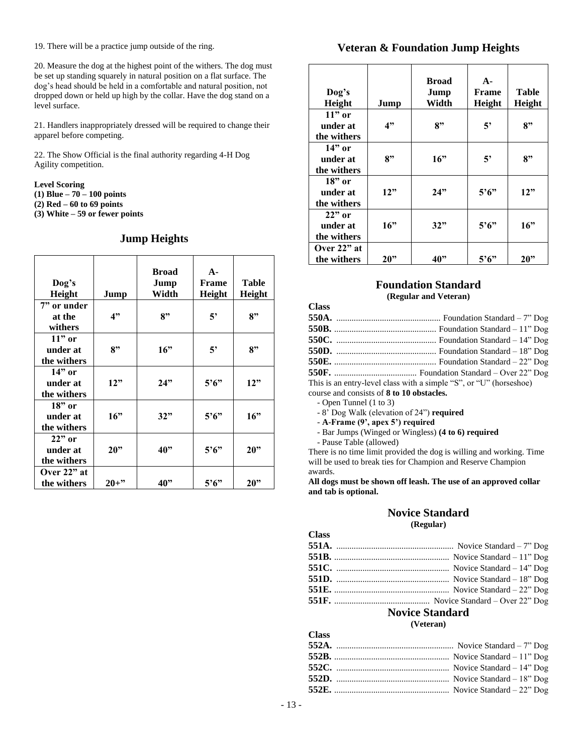19. There will be a practice jump outside of the ring.

20. Measure the dog at the highest point of the withers. The dog must be set up standing squarely in natural position on a flat surface. The dog's head should be held in a comfortable and natural position, not dropped down or held up high by the collar. Have the dog stand on a level surface.

21. Handlers inappropriately dressed will be required to change their apparel before competing.

22. The Show Official is the final authority regarding 4-H Dog Agility competition.

**Level Scoring**
**(1) Blue – 70 – 100 points**
**(2) Red – 60 to 69 points**
**(3) White – 59 or fewer points**

## Jump Heights

| Dog's Height | Jump | Broad Jump Width | A-Frame Height | Table Height |
|---|---|---|---|---|
| 7" or under at the withers | 4" | 8" | 5' | 8" |
| 11" or under at the withers | 8" | 16" | 5' | 8" |
| 14" or under at the withers | 12" | 24" | 5'6" | 12" |
| 18" or under at the withers | 16" | 32" | 5'6" | 16" |
| 22" or under at the withers | 20" | 40" | 5'6" | 20" |
| Over 22" at the withers | 20+" | 40" | 5'6" | 20" |

## Veteran & Foundation Jump Heights

| Dog's Height | Jump | Broad Jump Width | A-Frame Height | Table Height |
|---|---|---|---|---|
| 11" or under at the withers | 4" | 8" | 5' | 8" |
| 14" or under at the withers | 8" | 16" | 5' | 8" |
| 18" or under at the withers | 12" | 24" | 5'6" | 12" |
| 22" or under at the withers | 16" | 32" | 5'6" | 16" |
| Over 22" at the withers | 20" | 40" | 5'6" | 20" |

## Foundation Standard

**(Regular and Veteran)**

**Class**

**550A.** ................................................ Foundation Standard – 7" Dog
**550B.** ............................................... Foundation Standard – 11" Dog
**550C.** .............................................. Foundation Standard – 14" Dog
**550D.** .............................................. Foundation Standard – 18" Dog
**550E.** ............................................... Foundation Standard – 22" Dog
**550F.** ...................................... Foundation Standard – Over 22" Dog

This is an entry-level class with a simple "S", or "U" (horseshoe) course and consists of **8 to 10 obstacles.**

- Open Tunnel (1 to 3)
- 8' Dog Walk (elevation of 24") **required**
- **A-Frame (9', apex 5') required**
- Bar Jumps (Winged or Wingless) **(4 to 6) required**
- Pause Table (allowed)

There is no time limit provided the dog is willing and working. Time will be used to break ties for Champion and Reserve Champion awards.

**All dogs must be shown off leash. The use of an approved collar and tab is optional.**

## Novice Standard

**(Regular)**

**Class**

**551A.** ...................................................... Novice Standard – 7" Dog
**551B.** ..................................................... Novice Standard – 11" Dog
**551C.** .................................................... Novice Standard – 14" Dog
**551D.** .................................................... Novice Standard – 18" Dog
**551E.** ..................................................... Novice Standard – 22" Dog
**551F.** ............................................ Novice Standard – Over 22" Dog

## Novice Standard

**(Veteran)**

**Class**

**552A.** ...................................................... Novice Standard – 7" Dog
**552B.** ..................................................... Novice Standard – 11" Dog
**552C.** .................................................... Novice Standard – 14" Dog
**552D.** .................................................... Novice Standard – 18" Dog
**552E.** ..................................................... Novice Standard – 22" Dog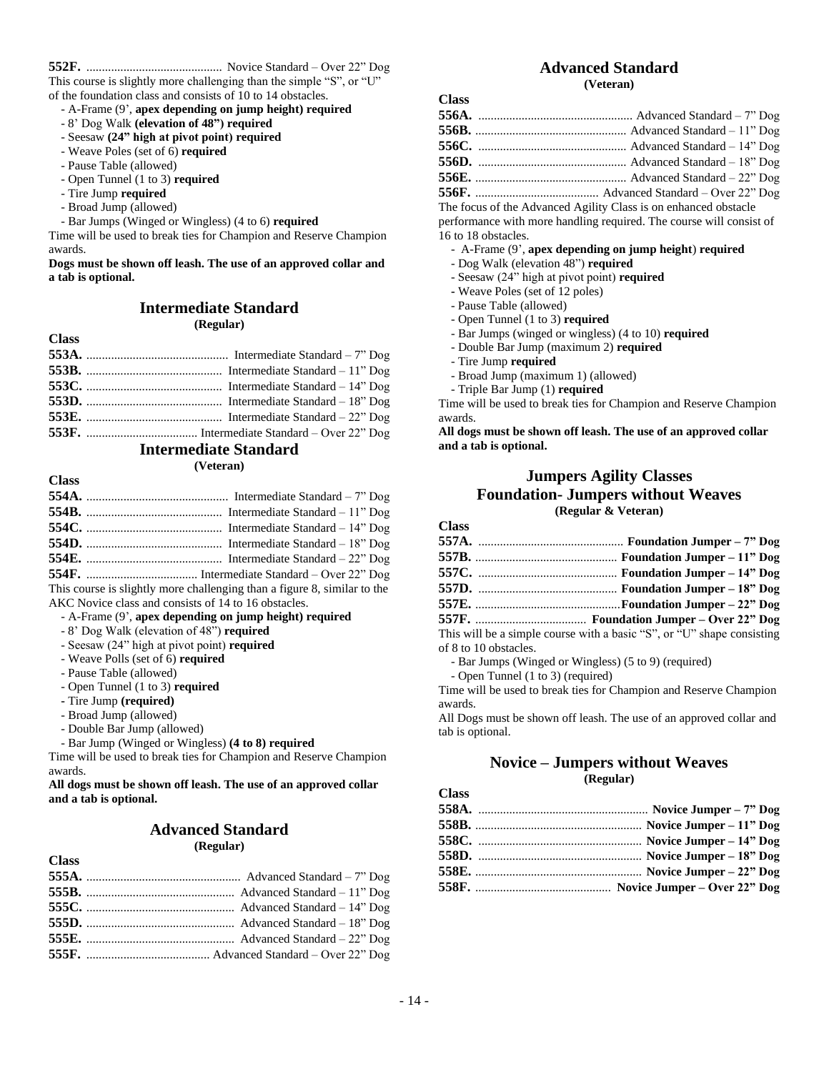**552F.** ............................................ Novice Standard – Over 22" Dog

This course is slightly more challenging than the simple "S", or "U" of the foundation class and consists of 10 to 14 obstacles.

- A-Frame (9', **apex depending on jump height) required**
- 8' Dog Walk **(elevation of 48") required**
- Seesaw **(24" high at pivot point) required**
- Weave Poles (set of 6) **required**
- Pause Table (allowed)
- Open Tunnel (1 to 3) **required**
- Tire Jump **required**
- Broad Jump (allowed)
- Bar Jumps (Winged or Wingless) (4 to 6) **required**

Time will be used to break ties for Champion and Reserve Champion awards.

**Dogs must be shown off leash. The use of an approved collar and a tab is optional.**

## Intermediate Standard
**(Regular)**

**Class**

**553A.** .............................................. Intermediate Standard – 7" Dog
**553B.** ............................................ Intermediate Standard – 11" Dog
**553C.** ............................................ Intermediate Standard – 14" Dog
**553D.** ............................................ Intermediate Standard – 18" Dog
**553E.** ............................................ Intermediate Standard – 22" Dog
**553F.** .................................... Intermediate Standard – Over 22" Dog

## Intermediate Standard
**(Veteran)**

**Class**

**554A.** .............................................. Intermediate Standard – 7" Dog
**554B.** ............................................ Intermediate Standard – 11" Dog
**554C.** ............................................ Intermediate Standard – 14" Dog
**554D.** ............................................ Intermediate Standard – 18" Dog
**554E.** ............................................ Intermediate Standard – 22" Dog
**554F.** .................................... Intermediate Standard – Over 22" Dog

This course is slightly more challenging than a figure 8, similar to the AKC Novice class and consists of 14 to 16 obstacles.

- A-Frame (9', **apex depending on jump height) required**
- 8' Dog Walk (elevation of 48") **required**
- Seesaw (24" high at pivot point) **required**
- Weave Polls (set of 6) **required**
- Pause Table (allowed)
- Open Tunnel (1 to 3) **required**
- Tire Jump **(required)**
- Broad Jump (allowed)
- Double Bar Jump (allowed)
- Bar Jump (Winged or Wingless) **(4 to 8) required**

Time will be used to break ties for Champion and Reserve Champion awards.

**All dogs must be shown off leash. The use of an approved collar and a tab is optional.**

## Advanced Standard
**(Regular)**

**Class**

**555A.** ................................................. Advanced Standard – 7" Dog
**555B.** ............................................... Advanced Standard – 11" Dog
**555C.** ............................................... Advanced Standard – 14" Dog
**555D.** ............................................... Advanced Standard – 18" Dog
**555E.** ............................................... Advanced Standard – 22" Dog
**555F.** ....................................... Advanced Standard – Over 22" Dog

## Advanced Standard
**(Veteran)**

**Class**

**556A.** ................................................. Advanced Standard – 7" Dog
**556B.** ............................................... Advanced Standard – 11" Dog
**556C.** ............................................... Advanced Standard – 14" Dog
**556D.** ............................................... Advanced Standard – 18" Dog
**556E.** ............................................... Advanced Standard – 22" Dog
**556F.** ....................................... Advanced Standard – Over 22" Dog

The focus of the Advanced Agility Class is on enhanced obstacle performance with more handling required. The course will consist of 16 to 18 obstacles.

- A-Frame (9', **apex depending on jump height**) **required**
- Dog Walk (elevation 48") **required**
- Seesaw (24" high at pivot point) **required**
- Weave Poles (set of 12 poles)
- Pause Table (allowed)
- Open Tunnel (1 to 3) **required**
- Bar Jumps (winged or wingless) (4 to 10) **required**
- Double Bar Jump (maximum 2) **required**
- Tire Jump **required**
- Broad Jump (maximum 1) (allowed)
- Triple Bar Jump (1) **required**

Time will be used to break ties for Champion and Reserve Champion awards.

**All dogs must be shown off leash. The use of an approved collar and a tab is optional.**

## Jumpers Agility Classes
## Foundation- Jumpers without Weaves
**(Regular & Veteran)**

**Class**

**557A.** ............................................... **Foundation Jumper – 7" Dog**
**557B.** ............................................. **Foundation Jumper – 11" Dog**
**557C.** ............................................. **Foundation Jumper – 14" Dog**
**557D.** ............................................. **Foundation Jumper – 18" Dog**
**557E.** ...............................................**Foundation Jumper – 22" Dog**
**557F.** .................................... **Foundation Jumper – Over 22" Dog**

This will be a simple course with a basic "S", or "U" shape consisting of 8 to 10 obstacles.

- Bar Jumps (Winged or Wingless) (5 to 9) (required)
- Open Tunnel (1 to 3) (required)

Time will be used to break ties for Champion and Reserve Champion awards.

All Dogs must be shown off leash. The use of an approved collar and tab is optional.

## Novice – Jumpers without Weaves
**(Regular)**

**Class**

**558A.** ...................................................... **Novice Jumper – 7" Dog**
**558B.** .................................................... **Novice Jumper – 11" Dog**
**558C.** .................................................... **Novice Jumper – 14" Dog**
**558D.** .................................................... **Novice Jumper – 18" Dog**
**558E.** .................................................... **Novice Jumper – 22" Dog**
**558F.** ........................................... **Novice Jumper – Over 22" Dog**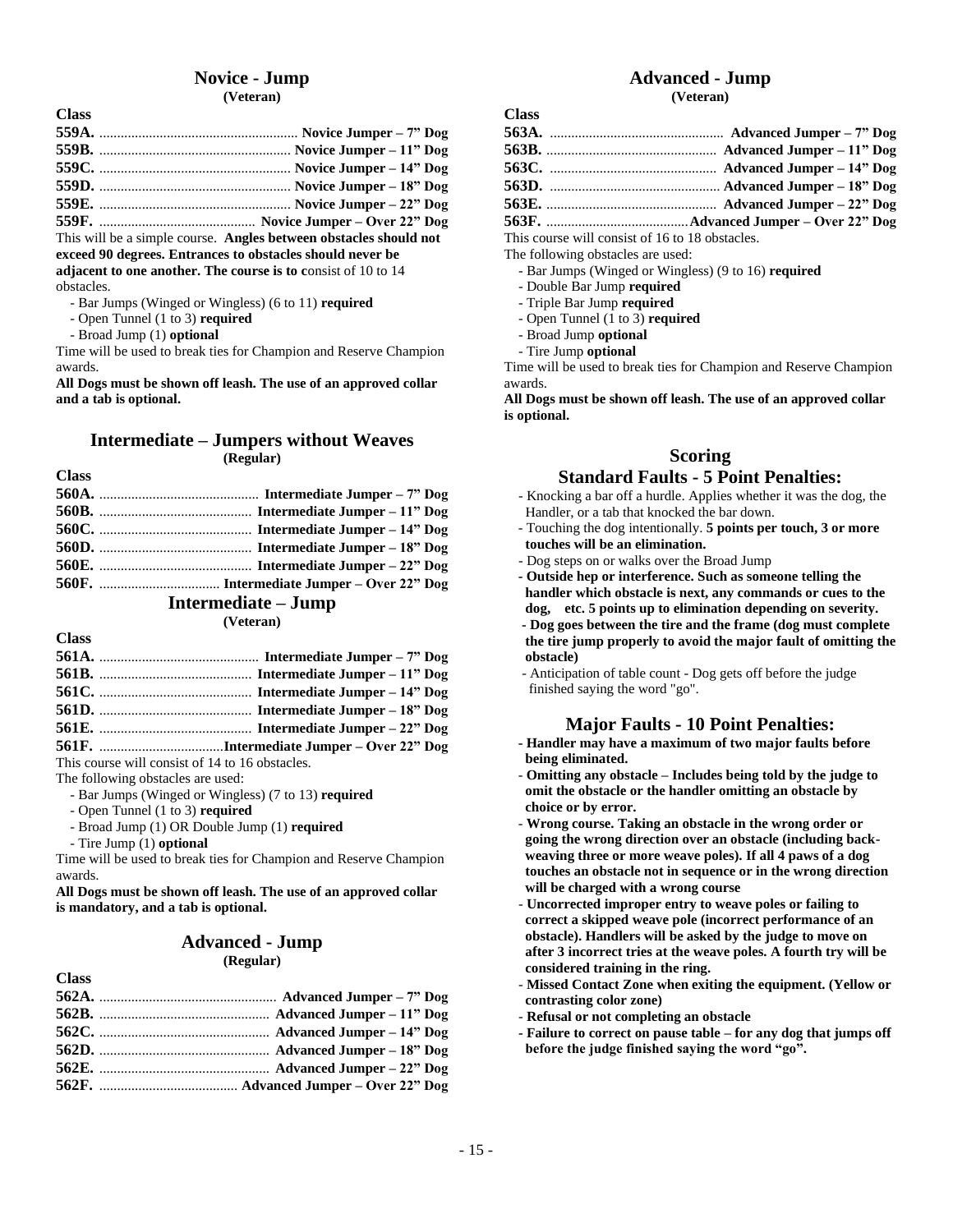## Novice - Jump

**(Veteran)**

**Class**

**559A.** ........................................................ **Novice Jumper – 7" Dog**
**559B.** ...................................................... **Novice Jumper – 11" Dog**
**559C.** ...................................................... **Novice Jumper – 14" Dog**
**559D.** ...................................................... **Novice Jumper – 18" Dog**
**559E.** ...................................................... **Novice Jumper – 22" Dog**
**559F.** ............................................ **Novice Jumper – Over 22" Dog**

This will be a simple course. **Angles between obstacles should not exceed 90 degrees. Entrances to obstacles should never be adjacent to one another. The course is to c**onsist of 10 to 14 obstacles.

- Bar Jumps (Winged or Wingless) (6 to 11) **required**
- Open Tunnel (1 to 3) **required**
- Broad Jump (1) **optional**

Time will be used to break ties for Champion and Reserve Champion awards.

**All Dogs must be shown off leash. The use of an approved collar and a tab is optional.**

## Intermediate – Jumpers without Weaves

**(Regular)**

**Class**

**560A.** ............................................ **Intermediate Jumper – 7" Dog**
**560B.** ........................................... **Intermediate Jumper – 11" Dog**
**560C.** ........................................... **Intermediate Jumper – 14" Dog**
**560D.** ........................................... **Intermediate Jumper – 18" Dog**
**560E.** ........................................... **Intermediate Jumper – 22" Dog**
**560F.** .................................. **Intermediate Jumper – Over 22" Dog**

## Intermediate – Jump

**(Veteran)**

**Class**

**561A.** ............................................ **Intermediate Jumper – 7" Dog**
**561B.** ........................................... **Intermediate Jumper – 11" Dog**
**561C.** ........................................... **Intermediate Jumper – 14" Dog**
**561D.** ........................................... **Intermediate Jumper – 18" Dog**
**561E.** ........................................... **Intermediate Jumper – 22" Dog**
**561F.** ...................................**Intermediate Jumper – Over 22" Dog**

This course will consist of 14 to 16 obstacles.

The following obstacles are used:

- Bar Jumps (Winged or Wingless) (7 to 13) **required**
- Open Tunnel (1 to 3) **required**
- Broad Jump (1) OR Double Jump (1) **required**
- Tire Jump (1) **optional**

Time will be used to break ties for Champion and Reserve Champion awards.

**All Dogs must be shown off leash. The use of an approved collar is mandatory, and a tab is optional.**

## Advanced - Jump

**(Regular)**

**Class**

**562A.** ................................................. **Advanced Jumper – 7" Dog**
**562B.** ................................................ **Advanced Jumper – 11" Dog**
**562C.** ................................................ **Advanced Jumper – 14" Dog**
**562D.** ................................................ **Advanced Jumper – 18" Dog**
**562E.** ................................................ **Advanced Jumper – 22" Dog**
**562F.** ....................................... **Advanced Jumper – Over 22" Dog**

## Advanced - Jump

**(Veteran)**

**Class**

**563A.** ................................................. **Advanced Jumper – 7" Dog**
**563B.** ................................................ **Advanced Jumper – 11" Dog**
**563C.** ................................................ **Advanced Jumper – 14" Dog**
**563D.** ................................................ **Advanced Jumper – 18" Dog**
**563E.** ................................................ **Advanced Jumper – 22" Dog**
**563F.** ........................................**Advanced Jumper – Over 22" Dog**

This course will consist of 16 to 18 obstacles.

The following obstacles are used:

- Bar Jumps (Winged or Wingless) (9 to 16) **required**
- Double Bar Jump **required**
- Triple Bar Jump **required**
- Open Tunnel (1 to 3) **required**
- Broad Jump **optional**
- Tire Jump **optional**

Time will be used to break ties for Champion and Reserve Champion awards.

**All Dogs must be shown off leash. The use of an approved collar is optional.**

## Scoring

### Standard Faults - 5 Point Penalties:

- Knocking a bar off a hurdle. Applies whether it was the dog, the Handler, or a tab that knocked the bar down.
- Touching the dog intentionally. **5 points per touch, 3 or more touches will be an elimination.**
- Dog steps on or walks over the Broad Jump
- **Outside hep or interference. Such as someone telling the handler which obstacle is next, any commands or cues to the dog, etc. 5 points up to elimination depending on severity.**
- **Dog goes between the tire and the frame (dog must complete the tire jump properly to avoid the major fault of omitting the obstacle)**
- Anticipation of table count - Dog gets off before the judge finished saying the word "go".

### Major Faults - 10 Point Penalties:

- **Handler may have a maximum of two major faults before being eliminated.**
- **Omitting any obstacle – Includes being told by the judge to omit the obstacle or the handler omitting an obstacle by choice or by error.**
- **Wrong course. Taking an obstacle in the wrong order or going the wrong direction over an obstacle (including back-weaving three or more weave poles). If all 4 paws of a dog touches an obstacle not in sequence or in the wrong direction will be charged with a wrong course**
- **Uncorrected improper entry to weave poles or failing to correct a skipped weave pole (incorrect performance of an obstacle). Handlers will be asked by the judge to move on after 3 incorrect tries at the weave poles. A fourth try will be considered training in the ring.**
- **Missed Contact Zone when exiting the equipment. (Yellow or contrasting color zone)**
- **Refusal or not completing an obstacle**
- **Failure to correct on pause table – for any dog that jumps off before the judge finished saying the word "go".**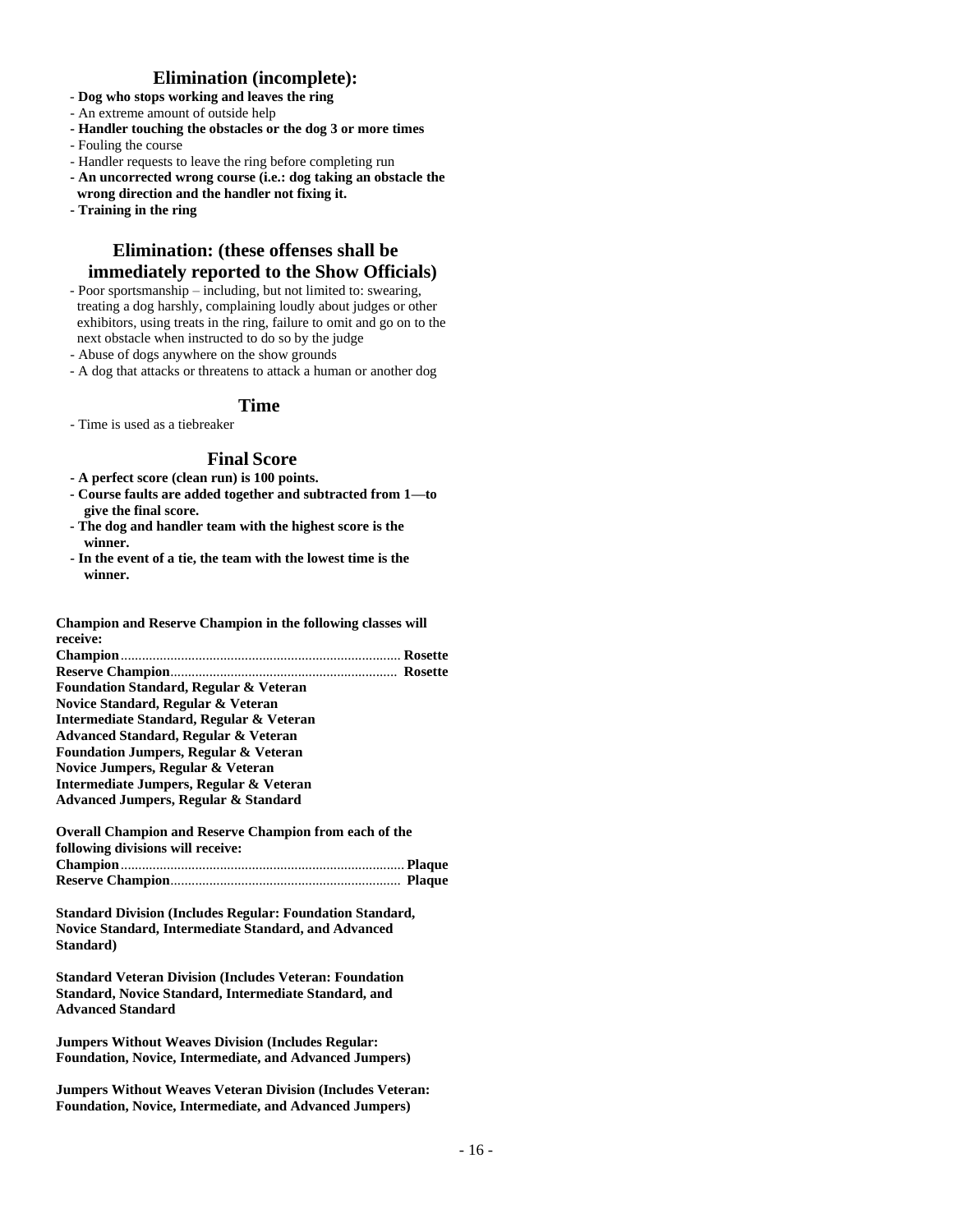## Elimination (incomplete):

- **Dog who stops working and leaves the ring**
- An extreme amount of outside help
- **Handler touching the obstacles or the dog 3 or more times**
- Fouling the course
- Handler requests to leave the ring before completing run
- **An uncorrected wrong course (i.e.: dog taking an obstacle the wrong direction and the handler not fixing it.**
- **Training in the ring**

## Elimination: (these offenses shall be immediately reported to the Show Officials)

- Poor sportsmanship – including, but not limited to: swearing, treating a dog harshly, complaining loudly about judges or other exhibitors, using treats in the ring, failure to omit and go on to the next obstacle when instructed to do so by the judge
- Abuse of dogs anywhere on the show grounds
- A dog that attacks or threatens to attack a human or another dog

## Time

- Time is used as a tiebreaker

## Final Score

- **A perfect score (clean run) is 100 points.**
- **Course faults are added together and subtracted from 1—to give the final score.**
- **The dog and handler team with the highest score is the winner.**
- **In the event of a tie, the team with the lowest time is the winner.**

**Champion and Reserve Champion in the following classes will receive:**
**Champion**.............................................................................. **Rosette**
**Reserve Champion**................................................................ **Rosette**
**Foundation Standard, Regular & Veteran**
**Novice Standard, Regular & Veteran**
**Intermediate Standard, Regular & Veteran**
**Advanced Standard, Regular & Veteran**
**Foundation Jumpers, Regular & Veteran**
**Novice Jumpers, Regular & Veteran**
**Intermediate Jumpers, Regular & Veteran**
**Advanced Jumpers, Regular & Standard**

**Overall Champion and Reserve Champion from each of the following divisions will receive:**
**Champion**.............................................................................. **Plaque**
**Reserve Champion**................................................................ **Plaque**

**Standard Division (Includes Regular: Foundation Standard, Novice Standard, Intermediate Standard, and Advanced Standard)**

**Standard Veteran Division (Includes Veteran: Foundation Standard, Novice Standard, Intermediate Standard, and Advanced Standard**

**Jumpers Without Weaves Division (Includes Regular: Foundation, Novice, Intermediate, and Advanced Jumpers)**

**Jumpers Without Weaves Veteran Division (Includes Veteran: Foundation, Novice, Intermediate, and Advanced Jumpers)**